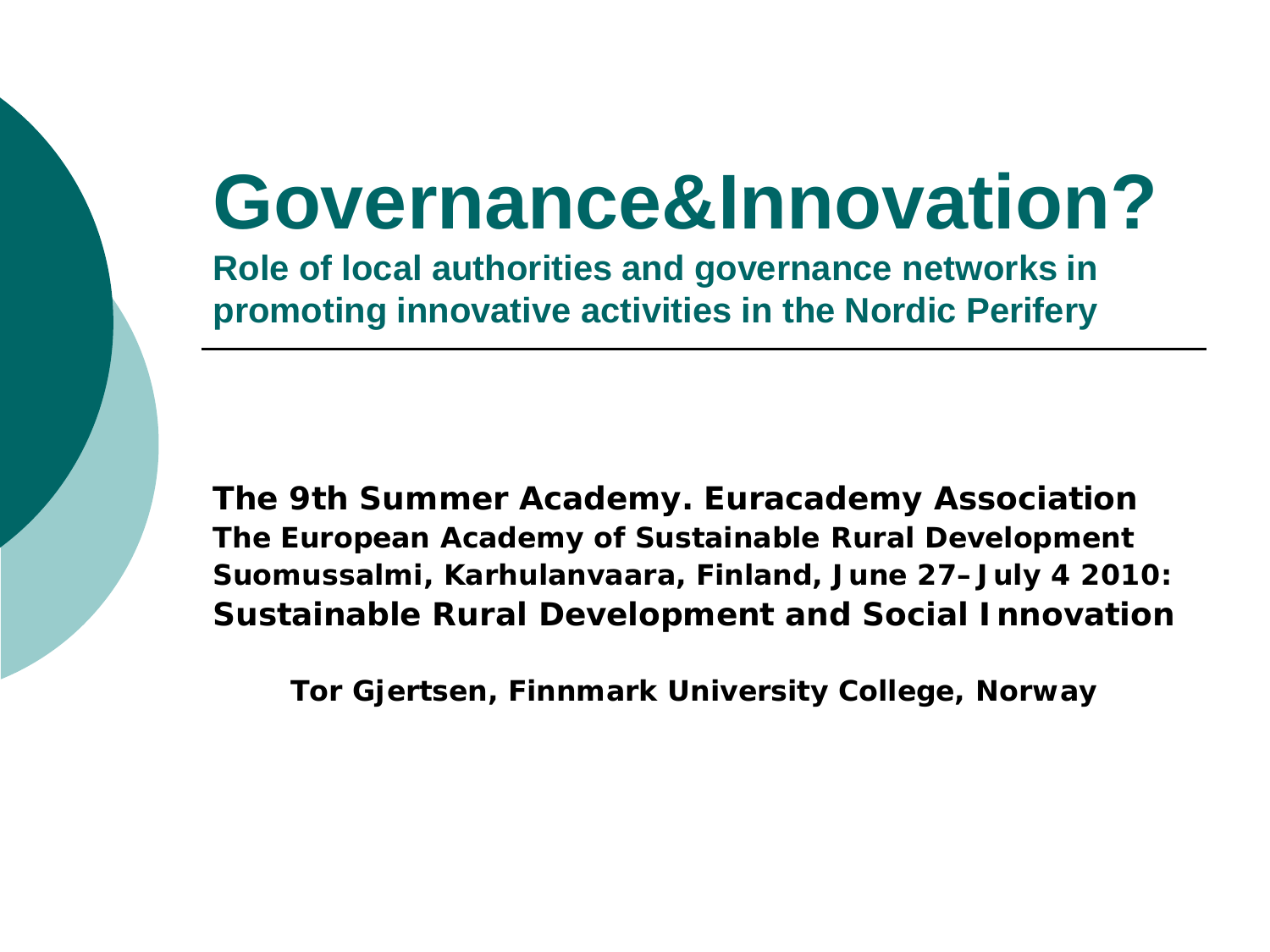# Governance&Innovation?

**Role of local authorities and governance networks in promoting innovative activities in the Nordic Perifery**

**The 9th Summer Academy. Euracademy Association**
**The European Academy of Sustainable Rural Development**
**Suomussalmi, Karhulanvaara, Finland, June 27–July 4 2010:**
**Sustainable Rural Development and Social Innovation**

**Tor Gjertsen, Finnmark University College, Norway**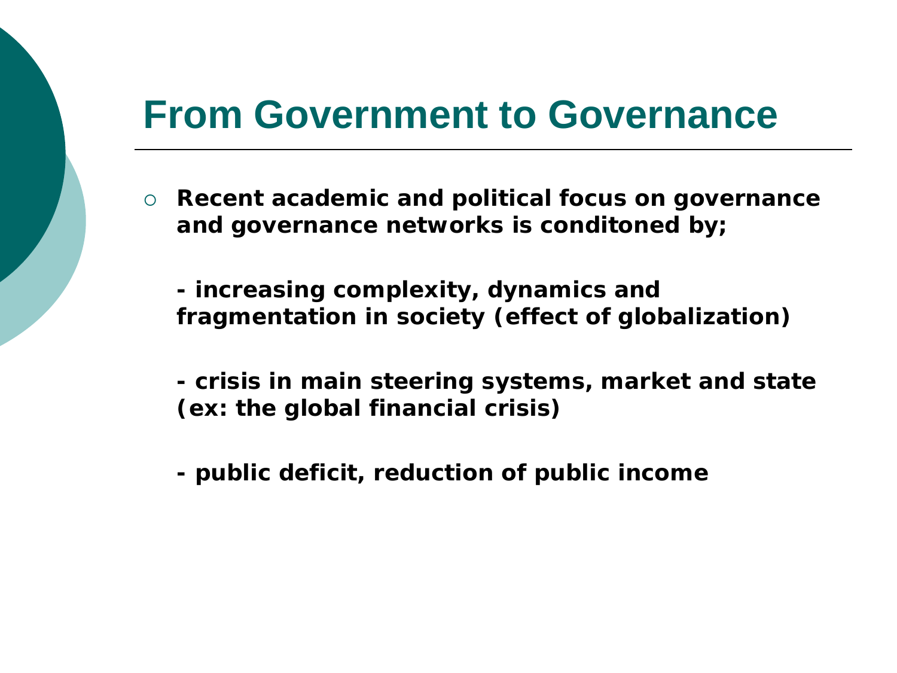# From Government to Governance

- **Recent academic and political focus on governance and governance networks is conditoned by;**

  **- increasing complexity, dynamics and fragmentation in society (effect of globalization)**

  **- crisis in main steering systems, market and state (ex: the global financial crisis)**

  **- public deficit, reduction of public income**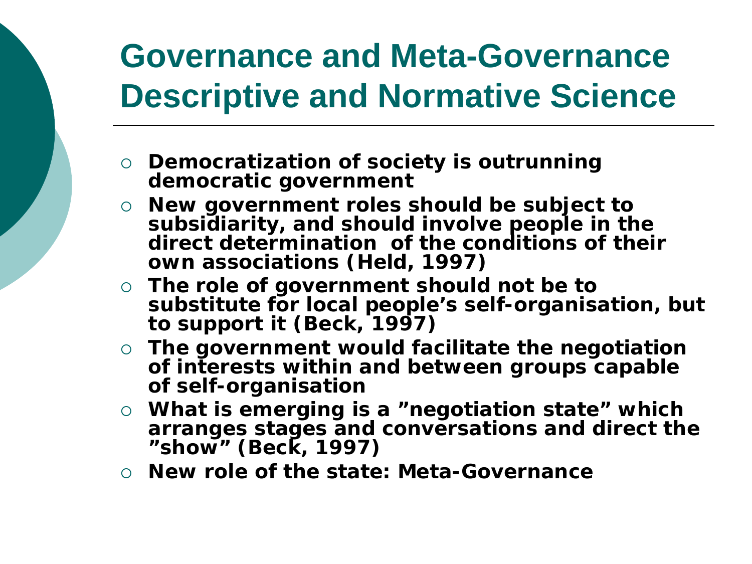# Governance and Meta-Governance Descriptive and Normative Science

- **Democratization of society is outrunning democratic government**
- **New government roles should be subject to subsidiarity, and should involve people in the direct determination of the conditions of their own associations (Held, 1997)**
- **The role of government should not be to substitute for local people's self-organisation, but to support it (Beck, 1997)**
- **The government would facilitate the negotiation of interests within and between groups capable of self-organisation**
- **What is emerging is a "negotiation state" which arranges stages and conversations and direct the "show" (Beck, 1997)**
- **New role of the state: Meta-Governance**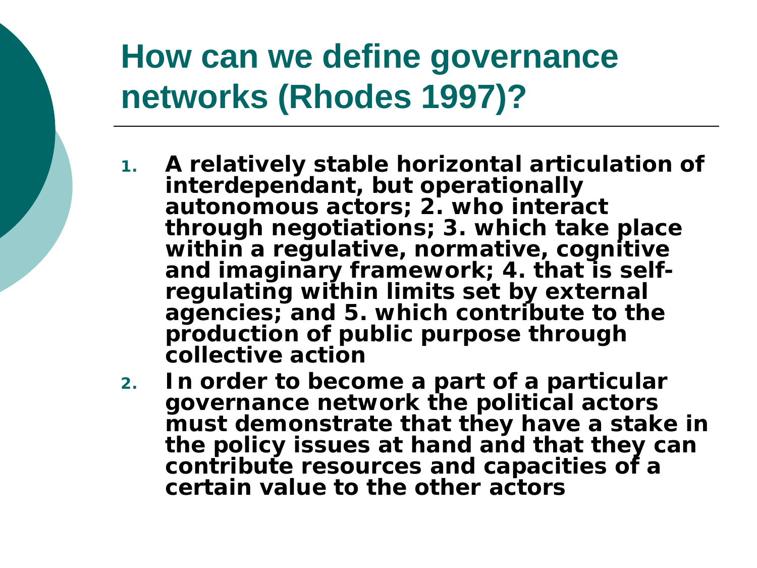# How can we define governance networks (Rhodes 1997)?

1. **A relatively stable horizontal articulation of interdependant, but operationally autonomous actors; 2. who interact through negotiations; 3. which take place within a regulative, normative, cognitive and imaginary framework; 4. that is self-regulating within limits set by external agencies; and 5. which contribute to the production of public purpose through collective action**
2. **In order to become a part of a particular governance network the political actors must demonstrate that they have a stake in the policy issues at hand and that they can contribute resources and capacities of a certain value to the other actors**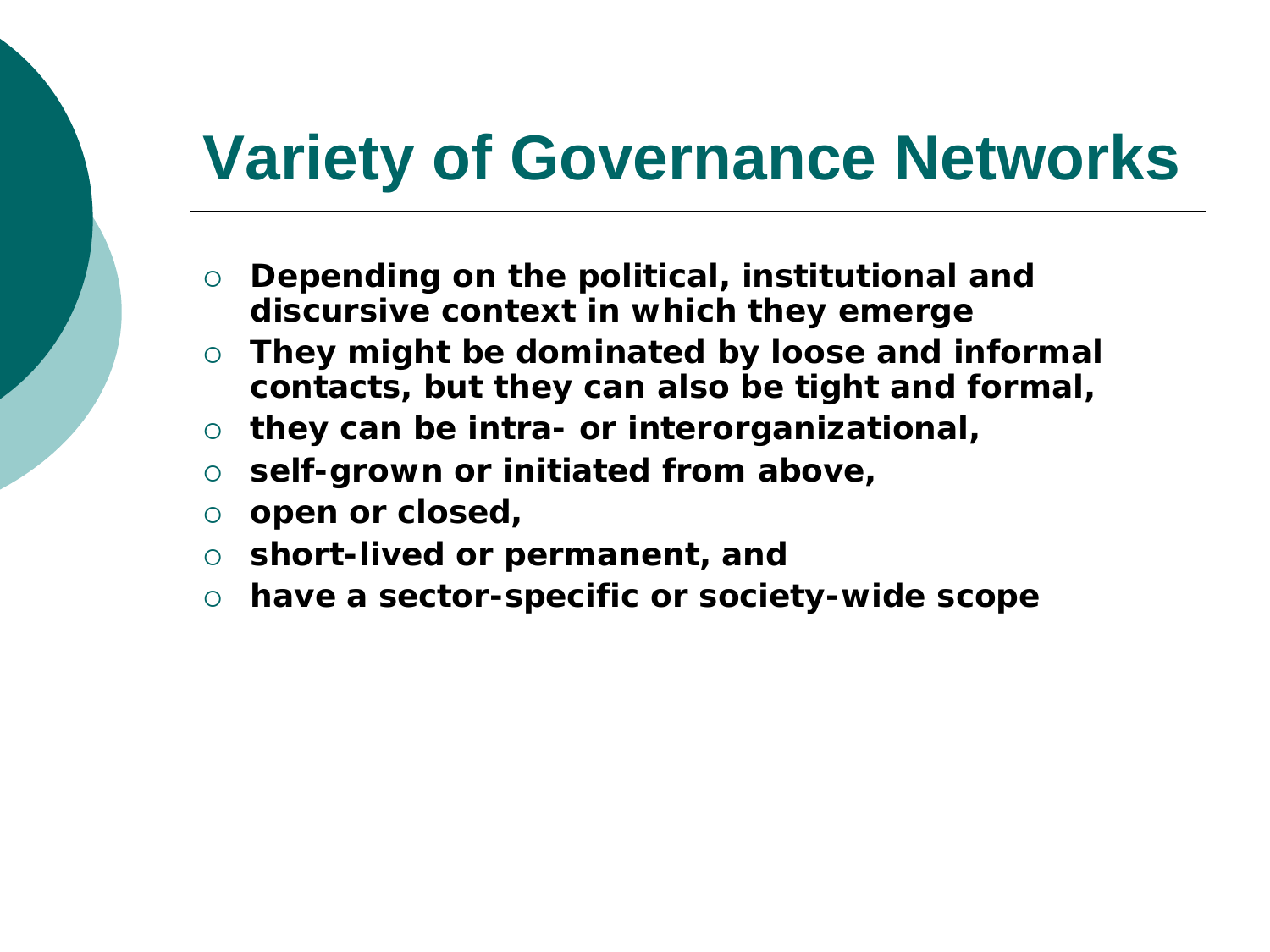# Variety of Governance Networks

- **Depending on the political, institutional and discursive context in which they emerge**
- **They might be dominated by loose and informal contacts, but they can also be tight and formal,**
- **they can be intra- or interorganizational,**
- **self-grown or initiated from above,**
- **open or closed,**
- **short-lived or permanent, and**
- **have a sector-specific or society-wide scope**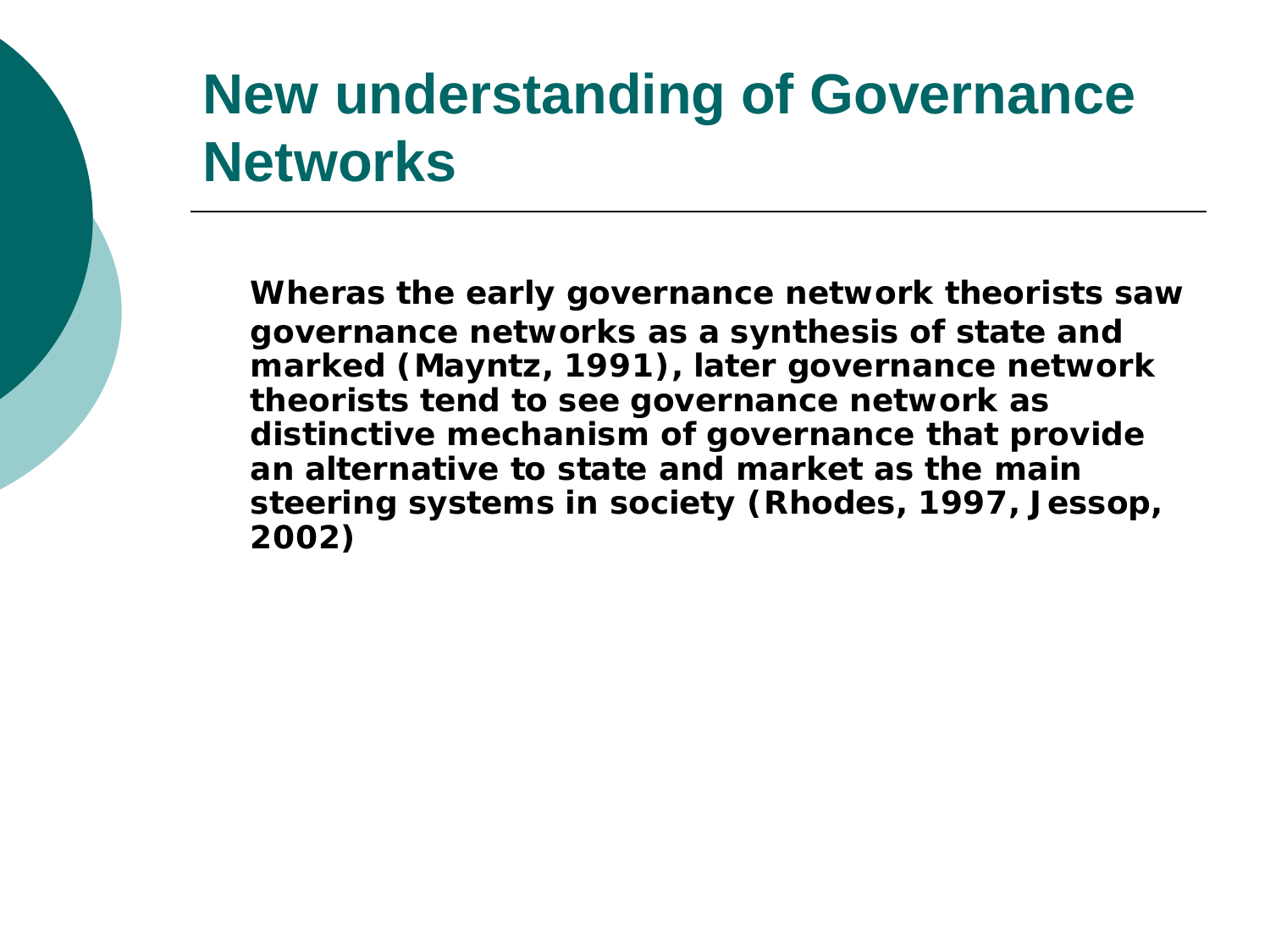# New understanding of Governance Networks

**Wheras the early governance network theorists saw governance networks as a synthesis of state and marked (Mayntz, 1991), later governance network theorists tend to see governance network as distinctive mechanism of governance that provide an alternative to state and market as the main steering systems in society (Rhodes, 1997, Jessop, 2002)**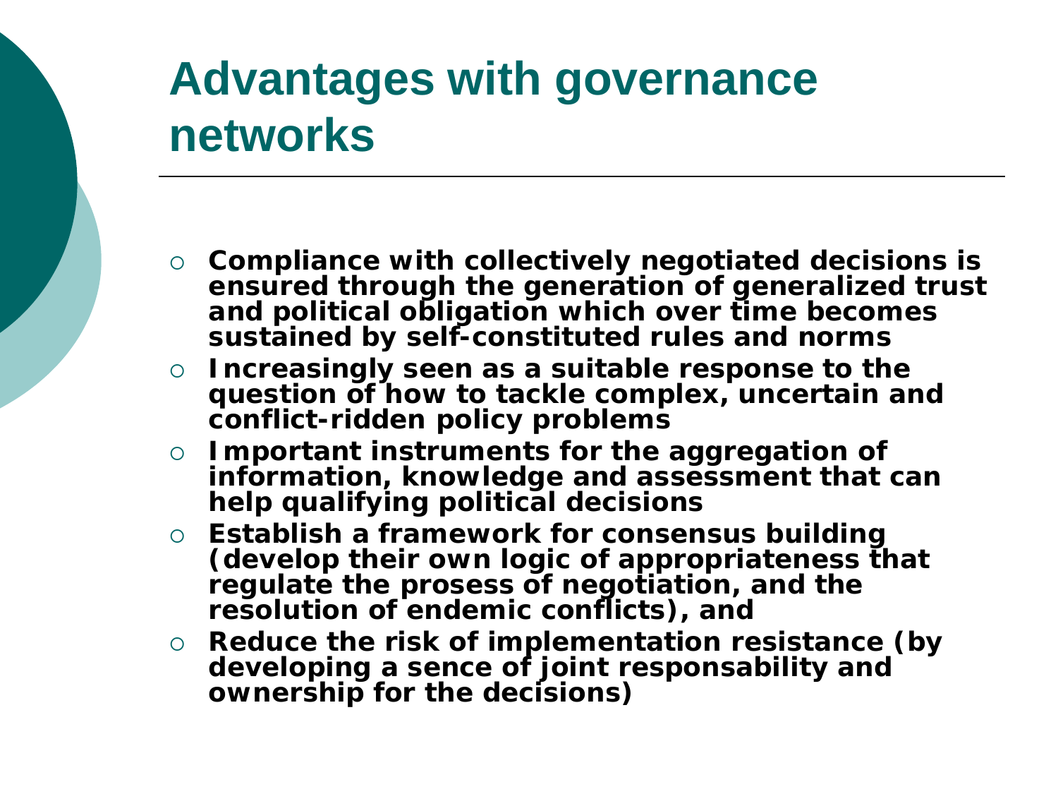# Advantages with governance networks

- **Compliance with collectively negotiated decisions is ensured through the generation of generalized trust and political obligation which over time becomes sustained by self-constituted rules and norms**
- **Increasingly seen as a suitable response to the question of how to tackle complex, uncertain and conflict-ridden policy problems**
- **Important instruments for the aggregation of information, knowledge and assessment that can help qualifying political decisions**
- **Establish a framework for consensus building (develop their own logic of appropriateness that regulate the prosess of negotiation, and the resolution of endemic conflicts), and**
- **Reduce the risk of implementation resistance (by developing a sence of joint responsability and ownership for the decisions)**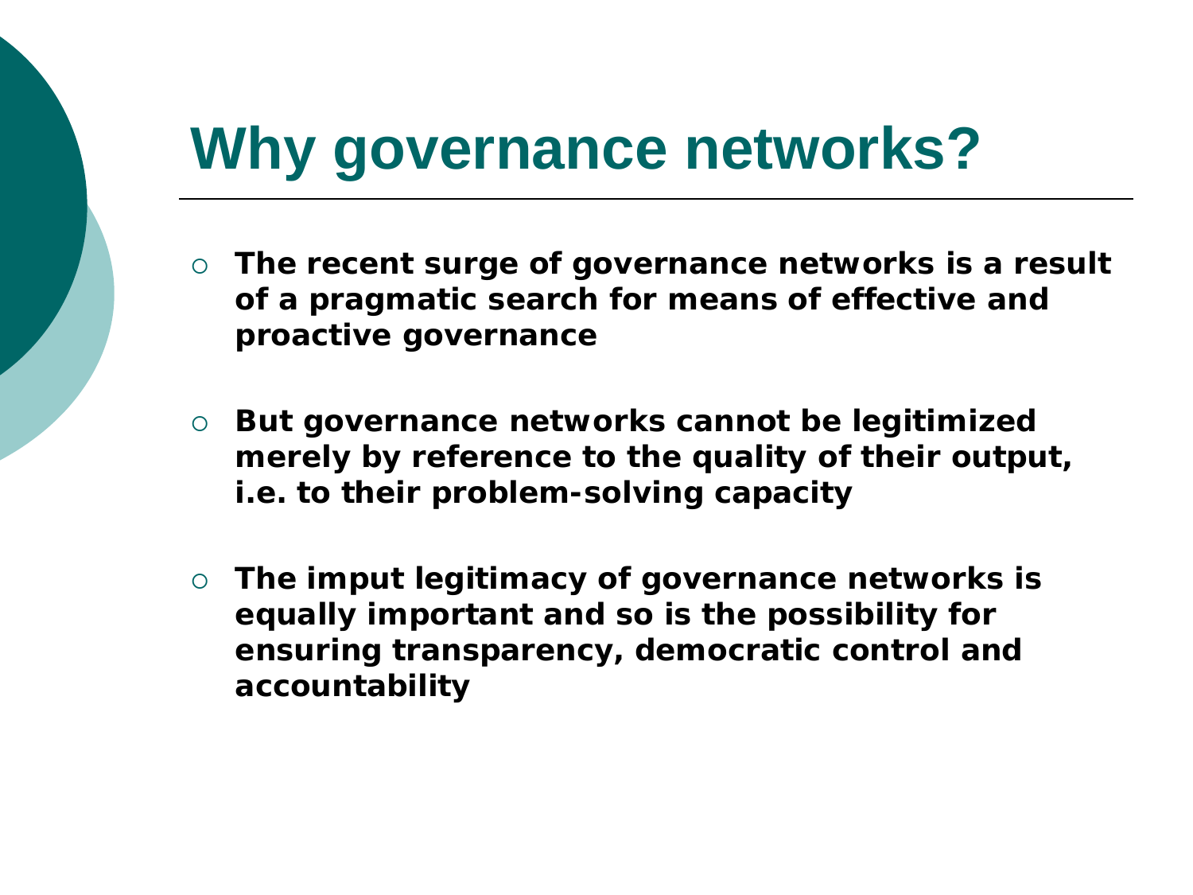# Why governance networks?

- **The recent surge of governance networks is a result of a pragmatic search for means of effective and proactive governance**
- **But governance networks cannot be legitimized merely by reference to the quality of their output, i.e. to their problem-solving capacity**
- **The imput legitimacy of governance networks is equally important and so is the possibility for ensuring transparency, democratic control and accountability**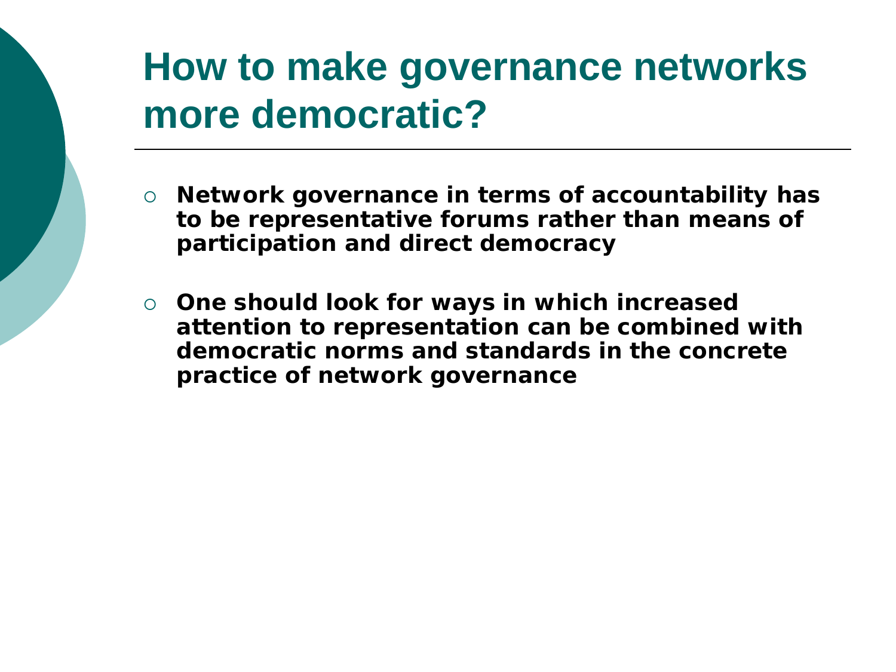# How to make governance networks more democratic?

- **Network governance in terms of accountability has to be representative forums rather than means of participation and direct democracy**

- **One should look for ways in which increased attention to representation can be combined with democratic norms and standards in the concrete practice of network governance**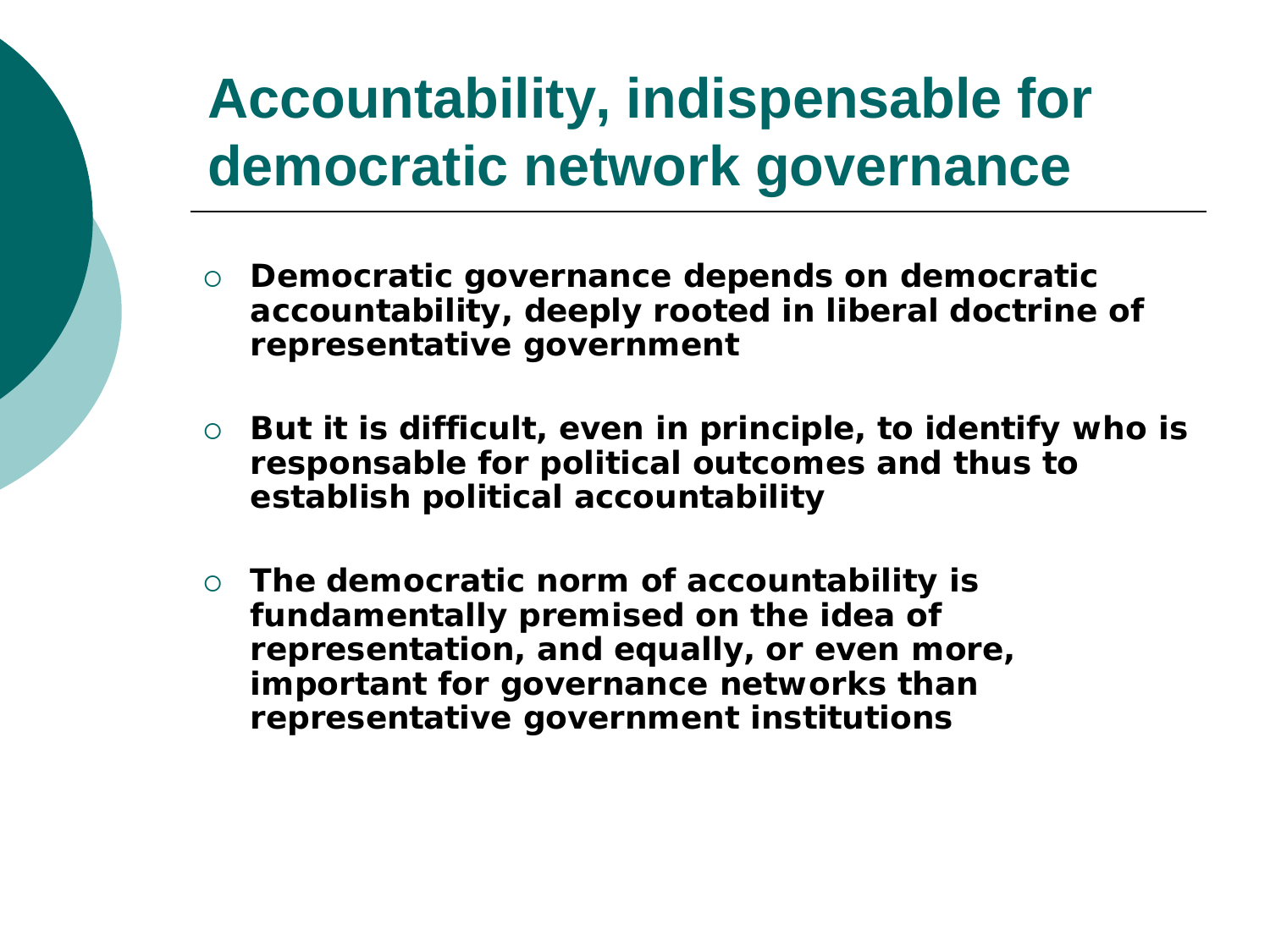# Accountability, indispensable for democratic network governance

- **Democratic governance depends on democratic accountability, deeply rooted in liberal doctrine of representative government**
- **But it is difficult, even in principle, to identify who is responsable for political outcomes and thus to establish political accountability**
- **The democratic norm of accountability is fundamentally premised on the idea of representation, and equally, or even more, important for governance networks than representative government institutions**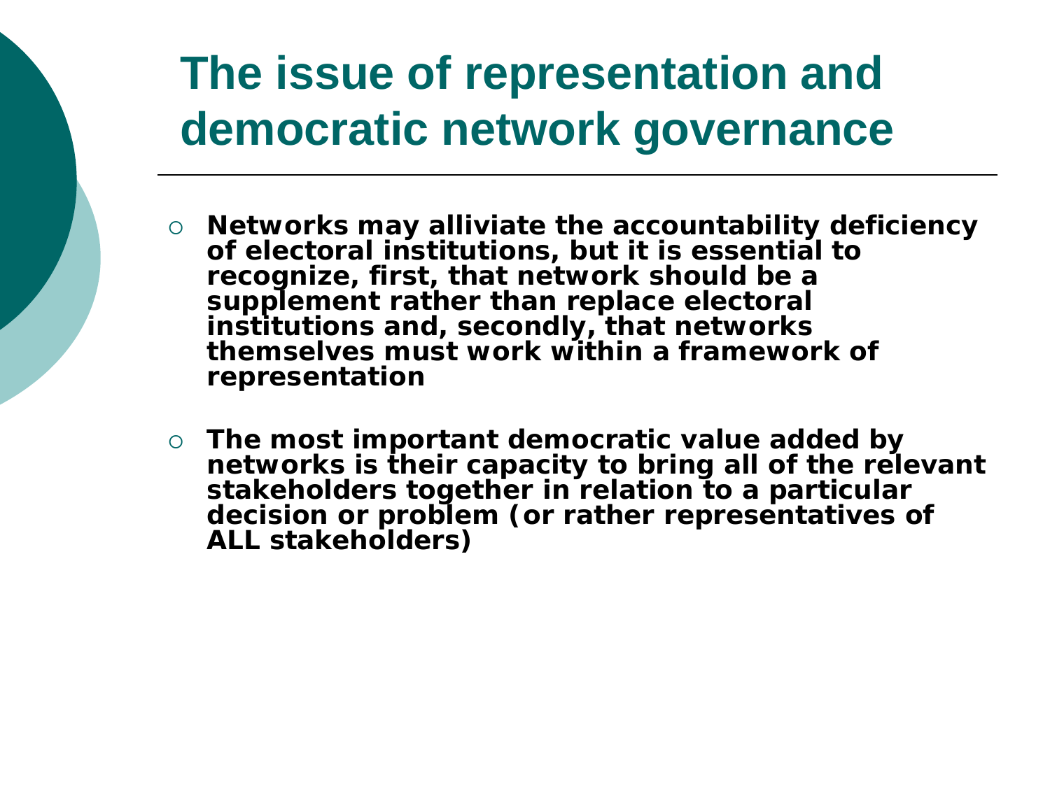# The issue of representation and democratic network governance

- Networks may alliviate the accountability deficiency of electoral institutions, but it is essential to recognize, first, that network should be a supplement rather than replace electoral institutions and, secondly, that networks themselves must work within a framework of representation
- The most important democratic value added by networks is their capacity to bring all of the relevant stakeholders together in relation to a particular decision or problem (or rather representatives of ALL stakeholders)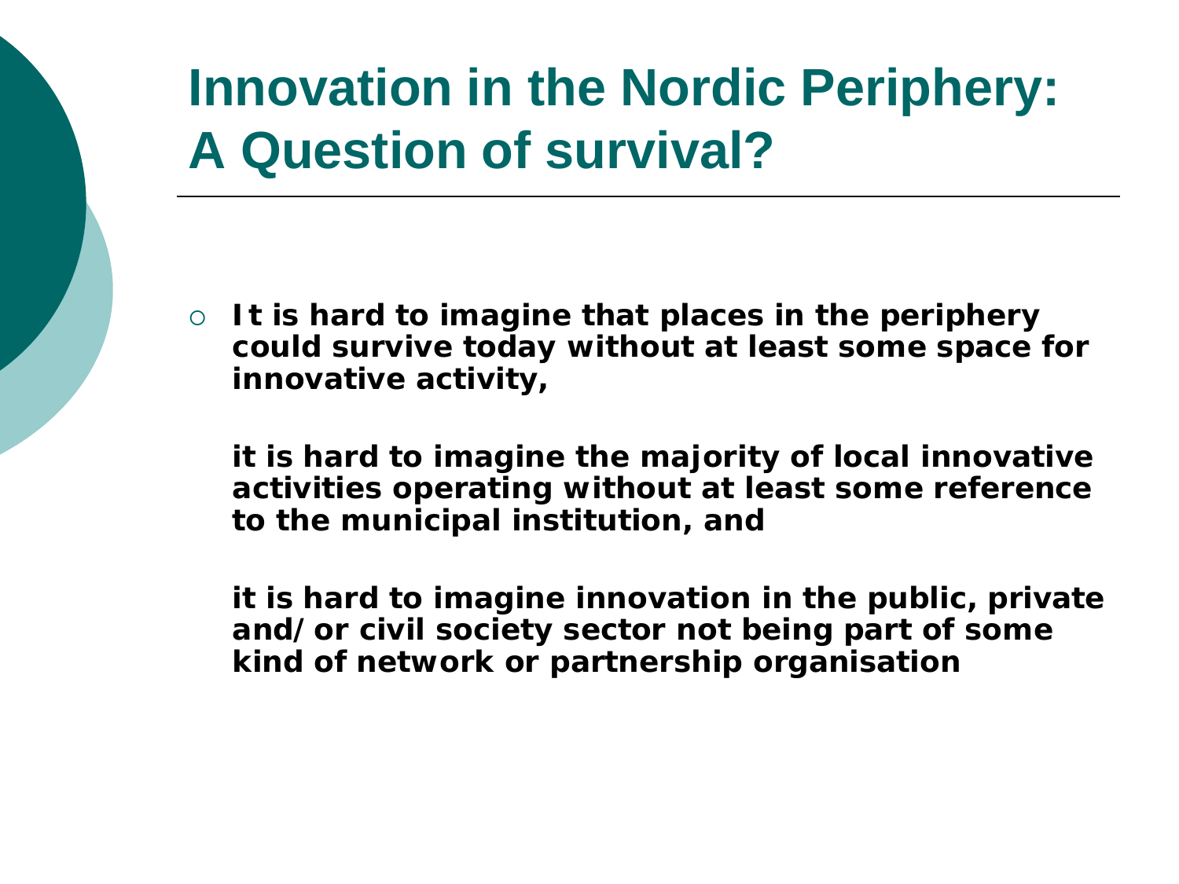# Innovation in the Nordic Periphery: A Question of survival?

- **It is hard to imagine that places in the periphery could survive today without at least some space for innovative activity,**

  **it is hard to imagine the majority of local innovative activities operating without at least some reference to the municipal institution, and**

  **it is hard to imagine innovation in the public, private and/or civil society sector not being part of some kind of network or partnership organisation**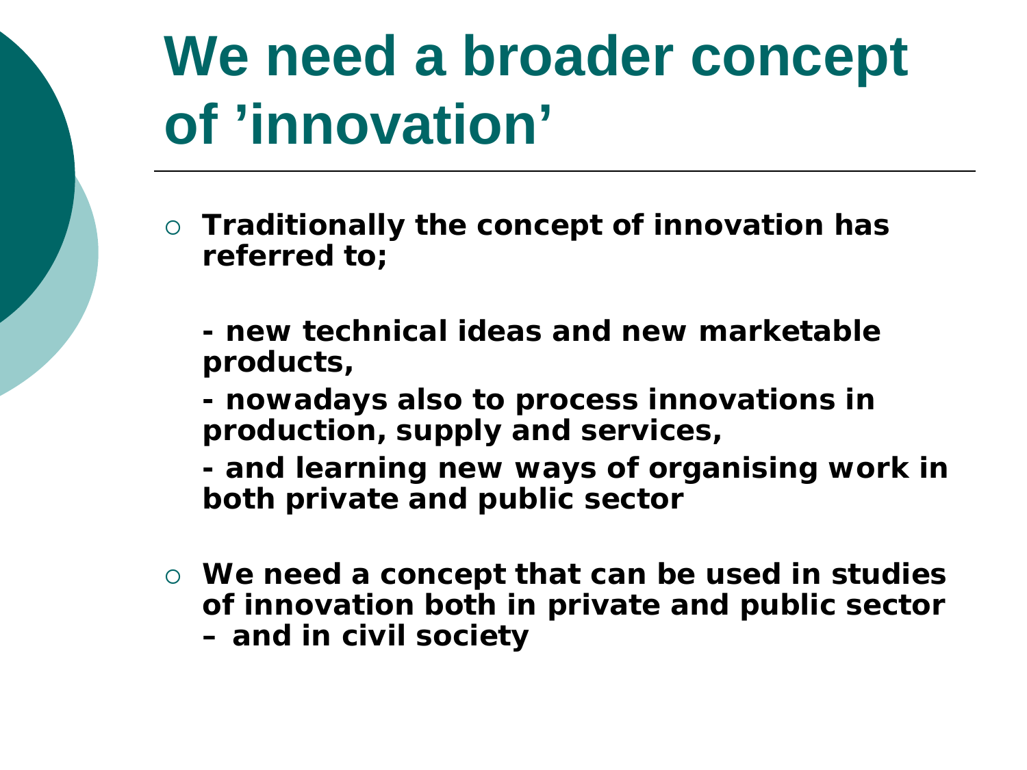# We need a broader concept of 'innovation'

- **Traditionally the concept of innovation has referred to;**

  **- new technical ideas and new marketable products,**

  **- nowadays also to process innovations in production, supply and services,**

  **- and learning new ways of organising work in both private and public sector**

- **We need a concept that can be used in studies of innovation both in private and public sector – and in civil society**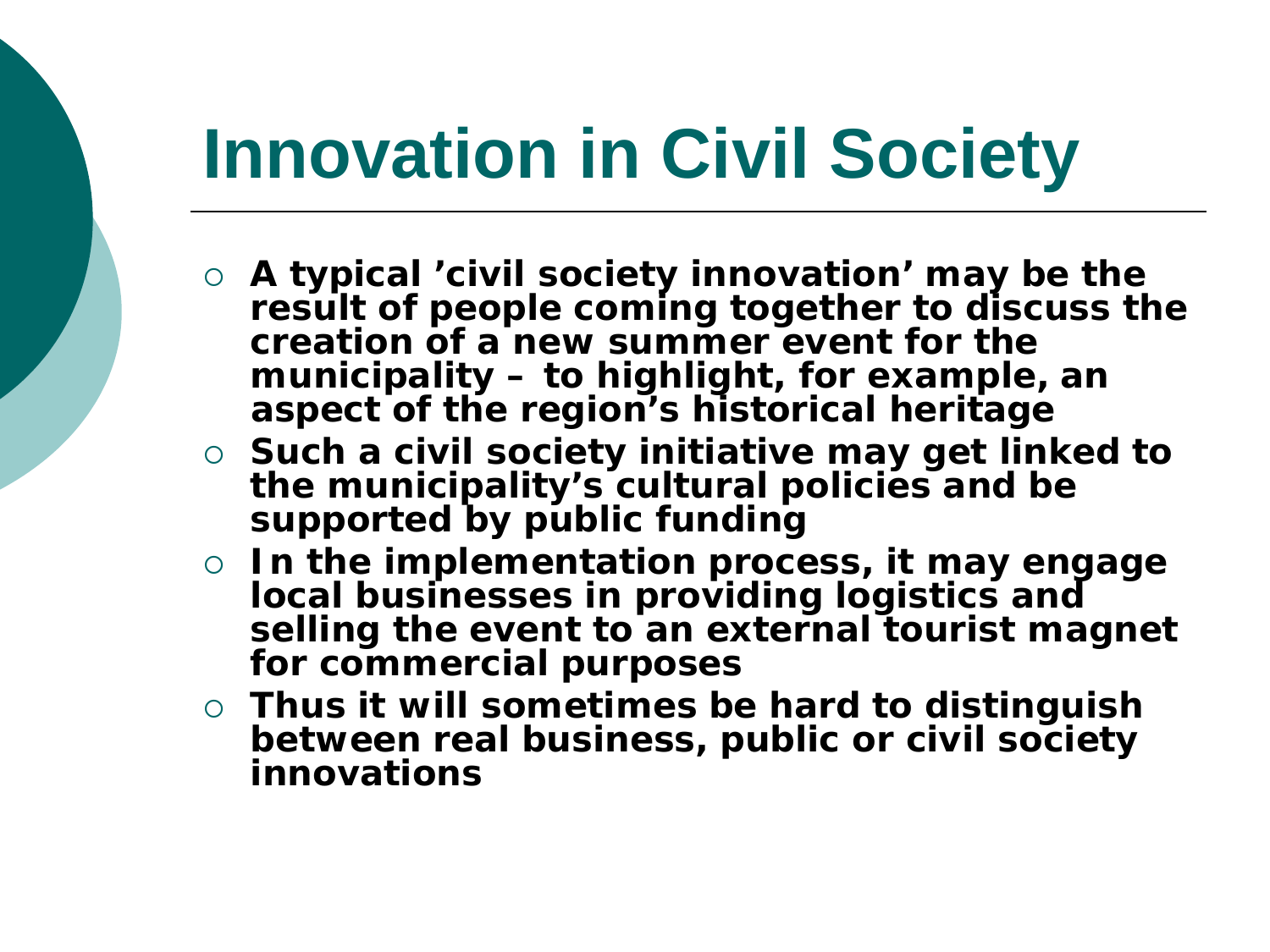# Innovation in Civil Society

- A typical 'civil society innovation' may be the result of people coming together to discuss the creation of a new summer event for the municipality – to highlight, for example, an aspect of the region's historical heritage
- Such a civil society initiative may get linked to the municipality's cultural policies and be supported by public funding
- In the implementation process, it may engage local businesses in providing logistics and selling the event to an external tourist magnet for commercial purposes
- Thus it will sometimes be hard to distinguish between real business, public or civil society innovations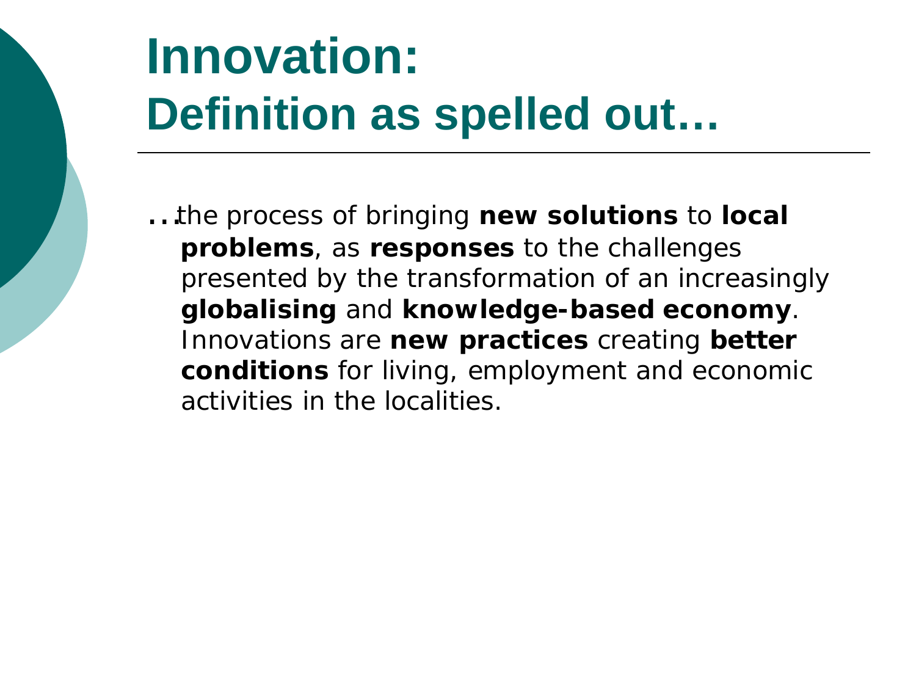# Innovation:
## Definition as spelled out…

…the process of bringing **new solutions** to **local problems**, as **responses** to the challenges presented by the transformation of an increasingly **globalising** and **knowledge-based economy**. Innovations are **new practices** creating **better conditions** for living, employment and economic activities in the localities.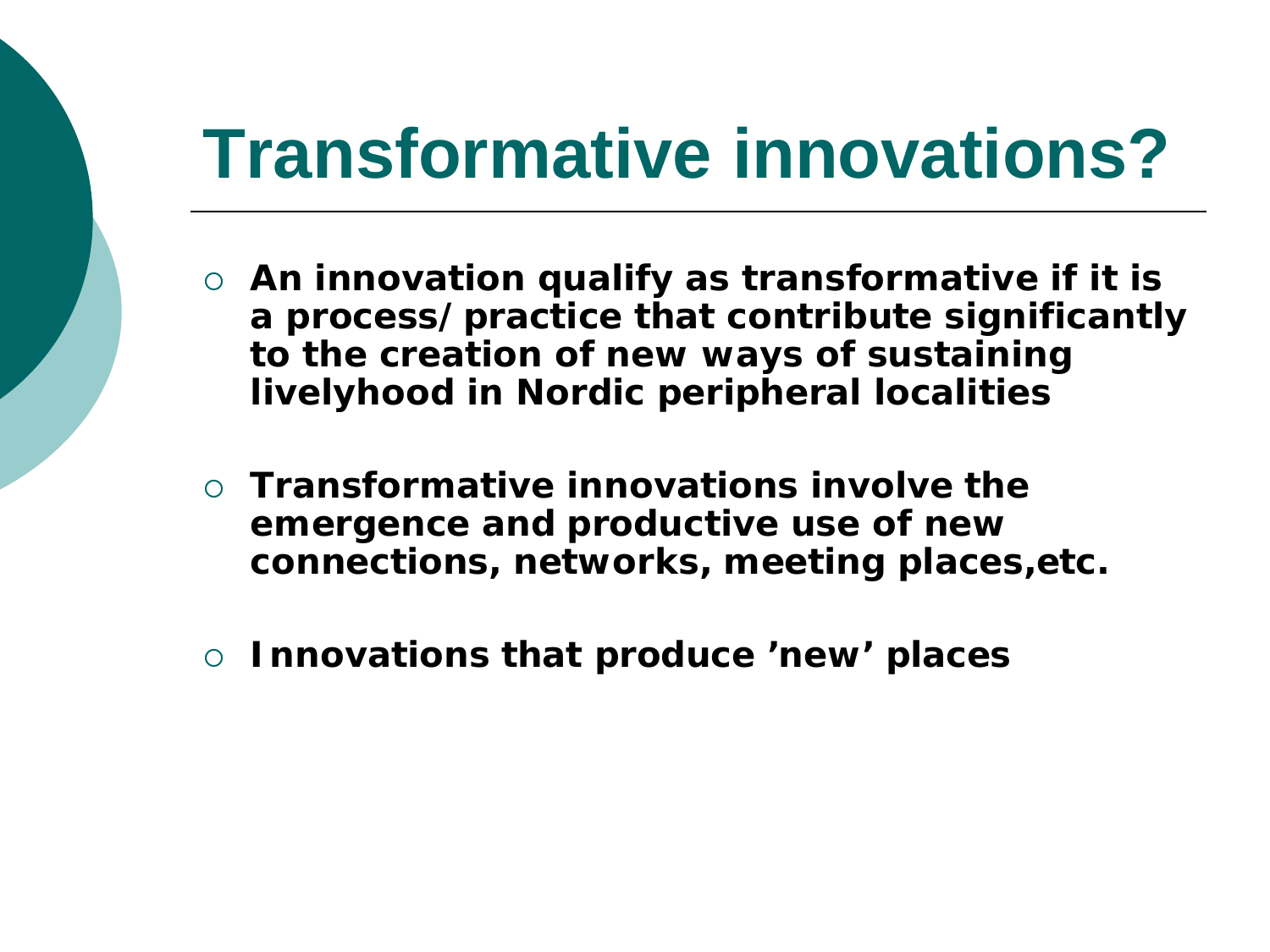# Transformative innovations?

- **An innovation qualify as transformative if it is a process/practice that contribute significantly to the creation of new ways of sustaining livelyhood in Nordic peripheral localities**
- **Transformative innovations involve the emergence and productive use of new connections, networks, meeting places,etc.**
- **Innovations that produce 'new' places**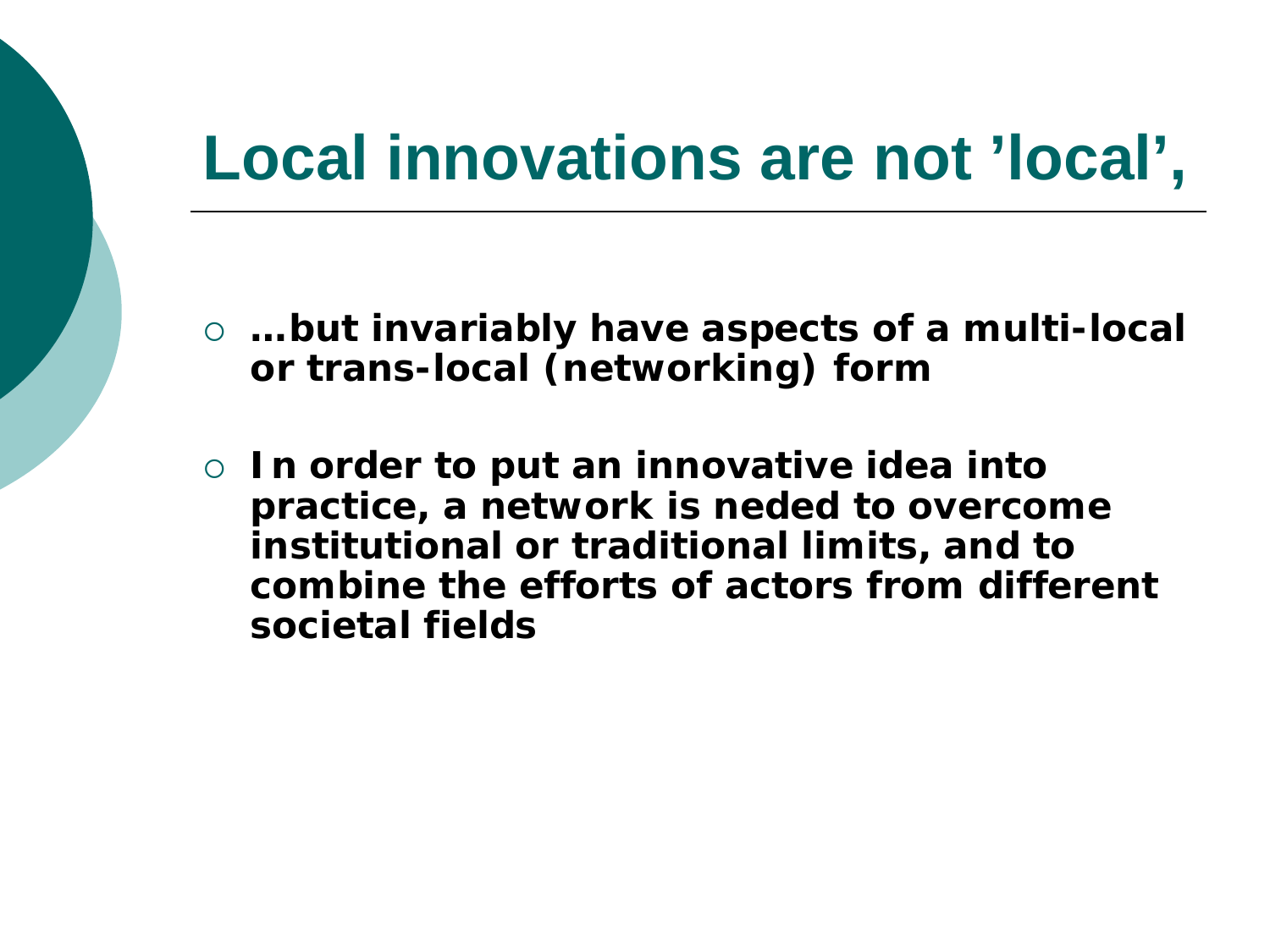# Local innovations are not ’local’,

- **…but invariably have aspects of a multi-local or trans-local (networking) form**
- **In order to put an innovative idea into practice, a network is neded to overcome institutional or traditional limits, and to combine the efforts of actors from different societal fields**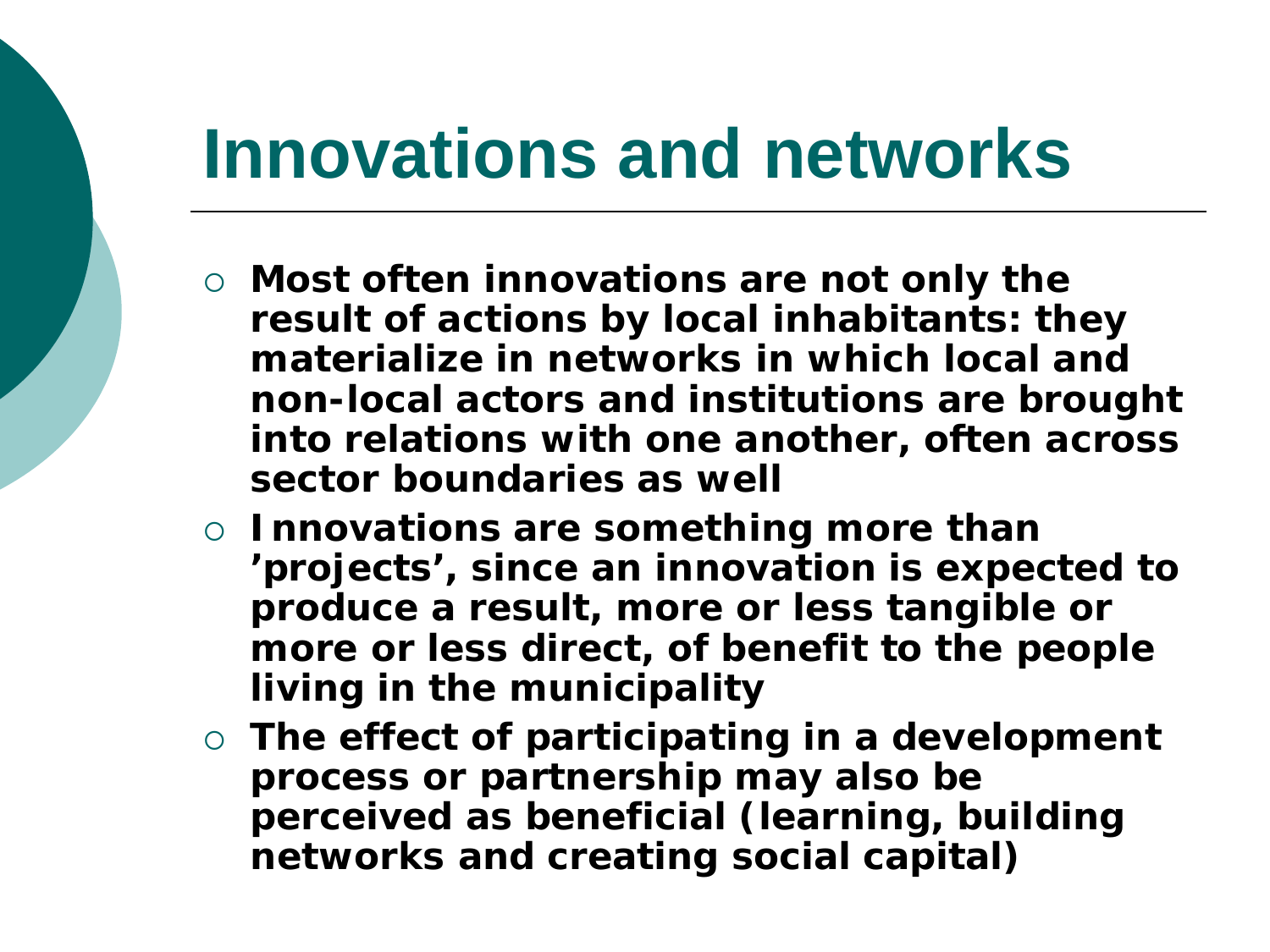# Innovations and networks

- **Most often innovations are not only the result of actions by local inhabitants: they materialize in networks in which local and non-local actors and institutions are brought into relations with one another, often across sector boundaries as well**
- **Innovations are something more than 'projects', since an innovation is expected to produce a result, more or less tangible or more or less direct, of benefit to the people living in the municipality**
- **The effect of participating in a development process or partnership may also be perceived as beneficial (learning, building networks and creating social capital)**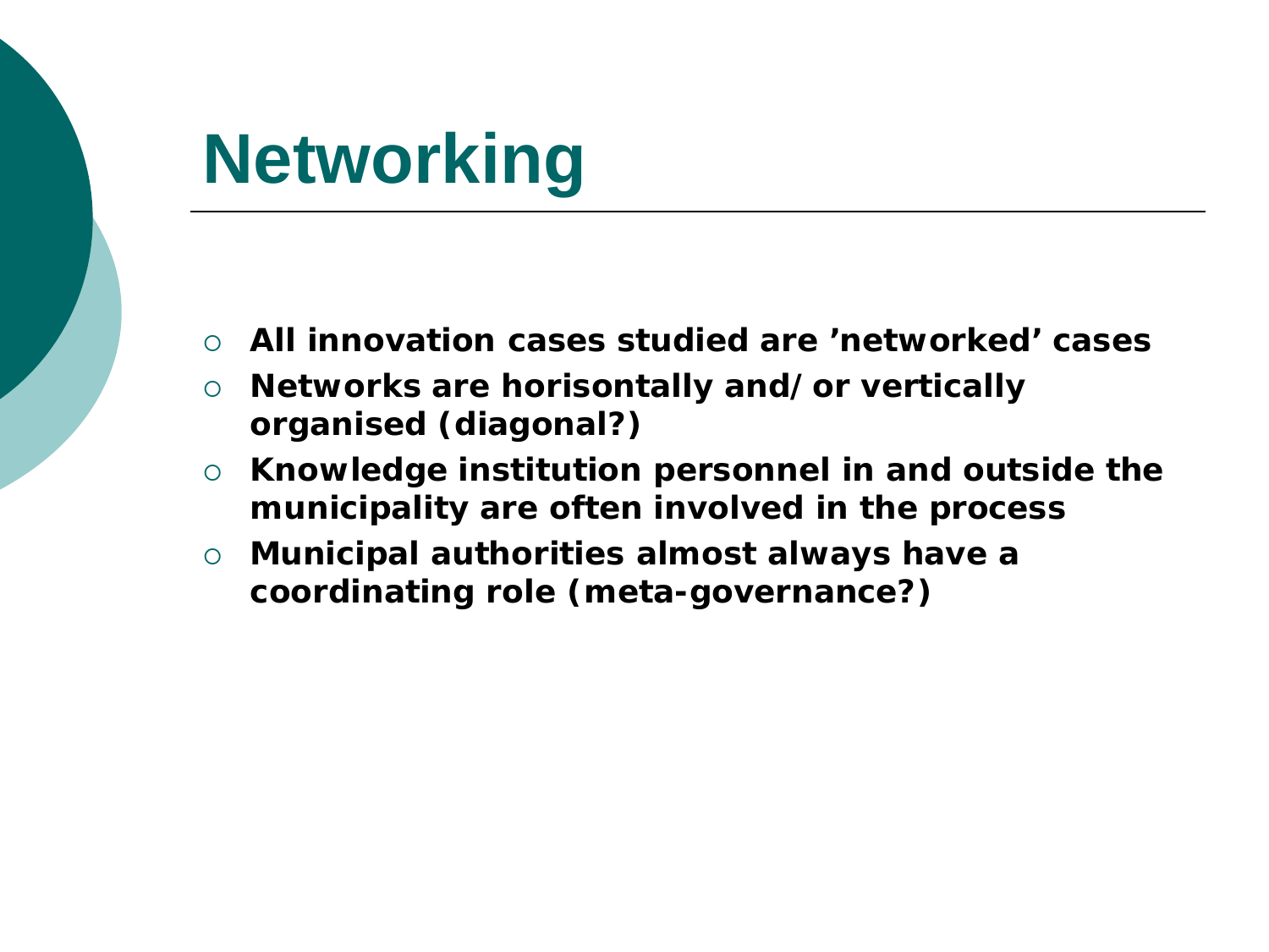# Networking

- **All innovation cases studied are ’networked’ cases**
- **Networks are horisontally and/or vertically organised (diagonal?)**
- **Knowledge institution personnel in and outside the municipality are often involved in the process**
- **Municipal authorities almost always have a coordinating role (meta-governance?)**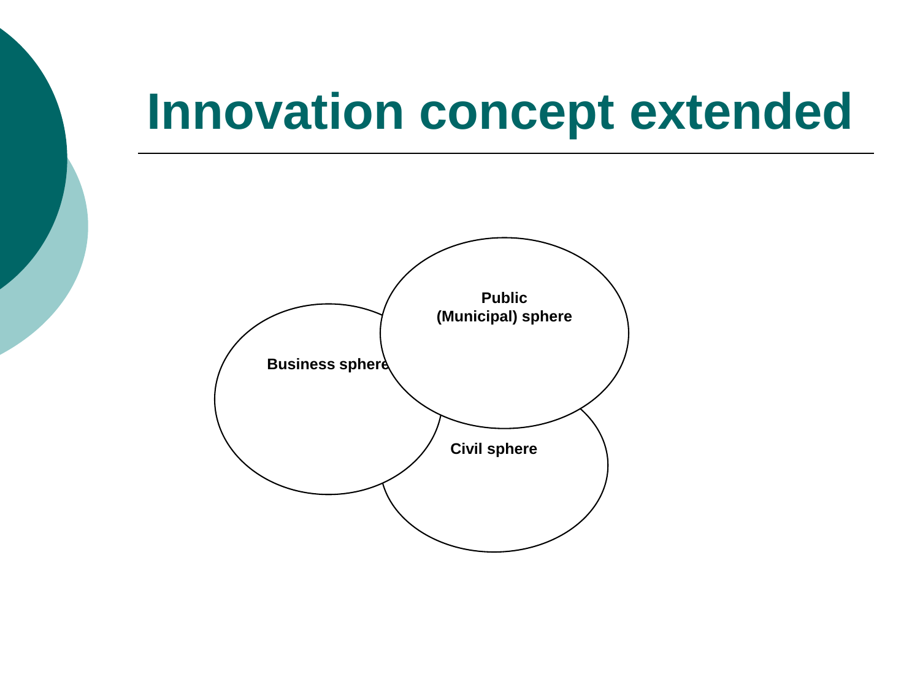# Innovation concept extended

Public (Municipal) sphere

Business sphere

Civil sphere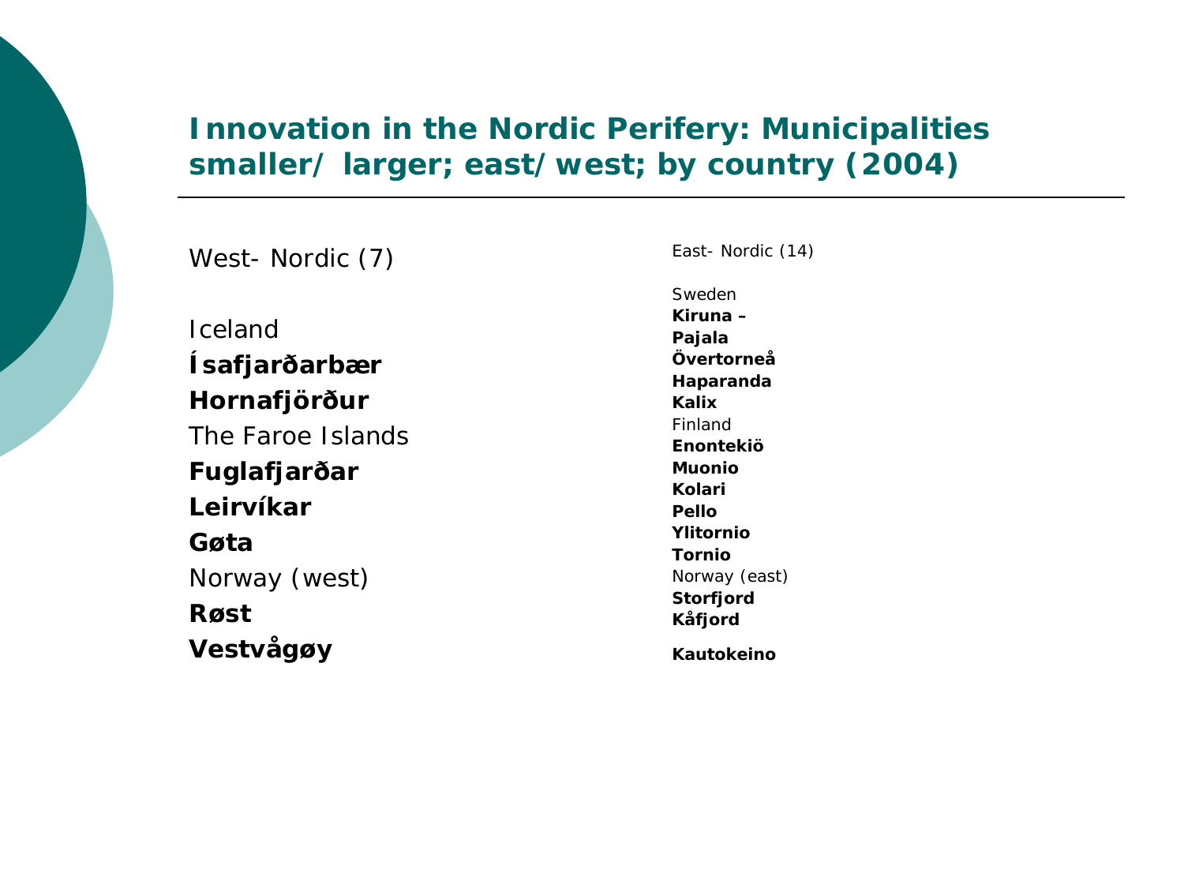# Innovation in the Nordic Perifery: Municipalities smaller/ larger; east/west; by country (2004)

West- Nordic (7)

Iceland

**Ísafjarðarbær**

**Hornafjörður**

The Faroe Islands

**Fuglafjarðar**

**Leirvíkar**

**Gøta**

Norway (west)

**Røst**

**Vestvågøy**

East- Nordic (14)

Sweden

**Kiruna –**

**Pajala**

**Övertorneå**

**Haparanda**

**Kalix**

Finland

**Enontekiö**

**Muonio**

**Kolari**

**Pello**

**Ylitornio**

**Tornio**

Norway (east)

**Storfjord**

**Kåfjord**

**Kautokeino**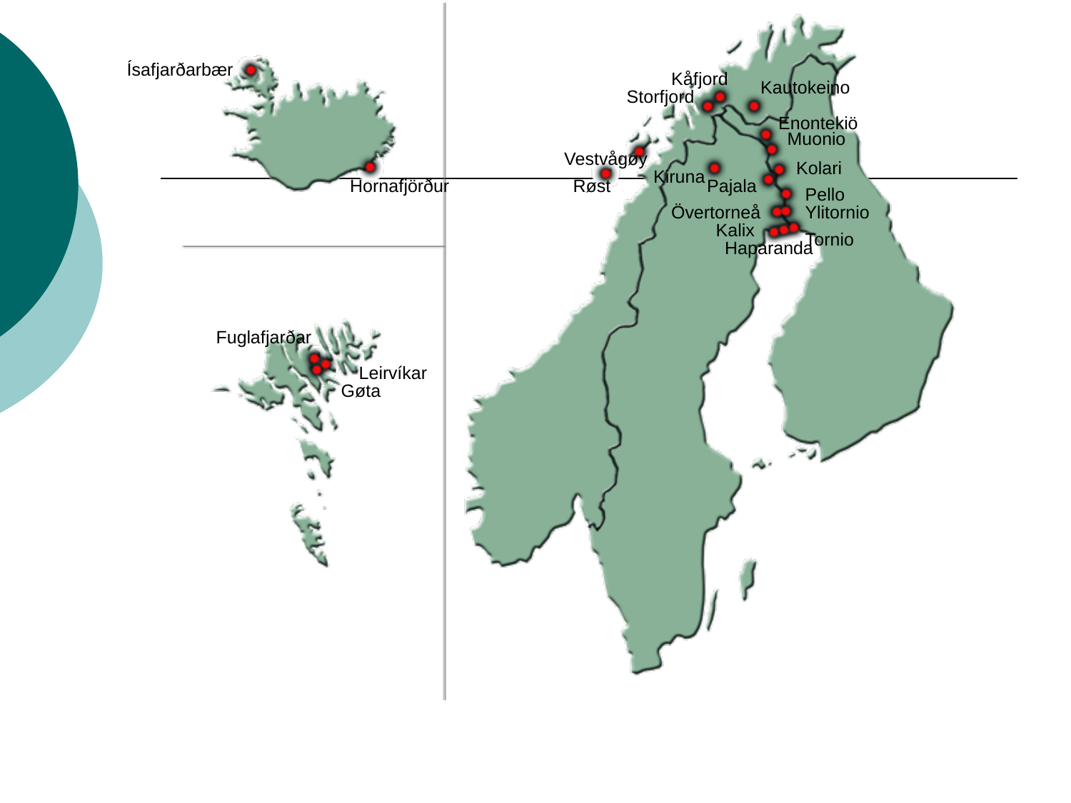Ísafjarðarbær

Hornafjörður

Fuglafjarðar

Leirvíkar

Gøta

Kåfjord

Storfjord

Kautokeino

Enontekiö

Muonio

Vestvågøy

Røst

Kiruna

Pajala

Kolari

Pello

Övertorneå

Ylitornio

Kalix

Haparanda

Tornio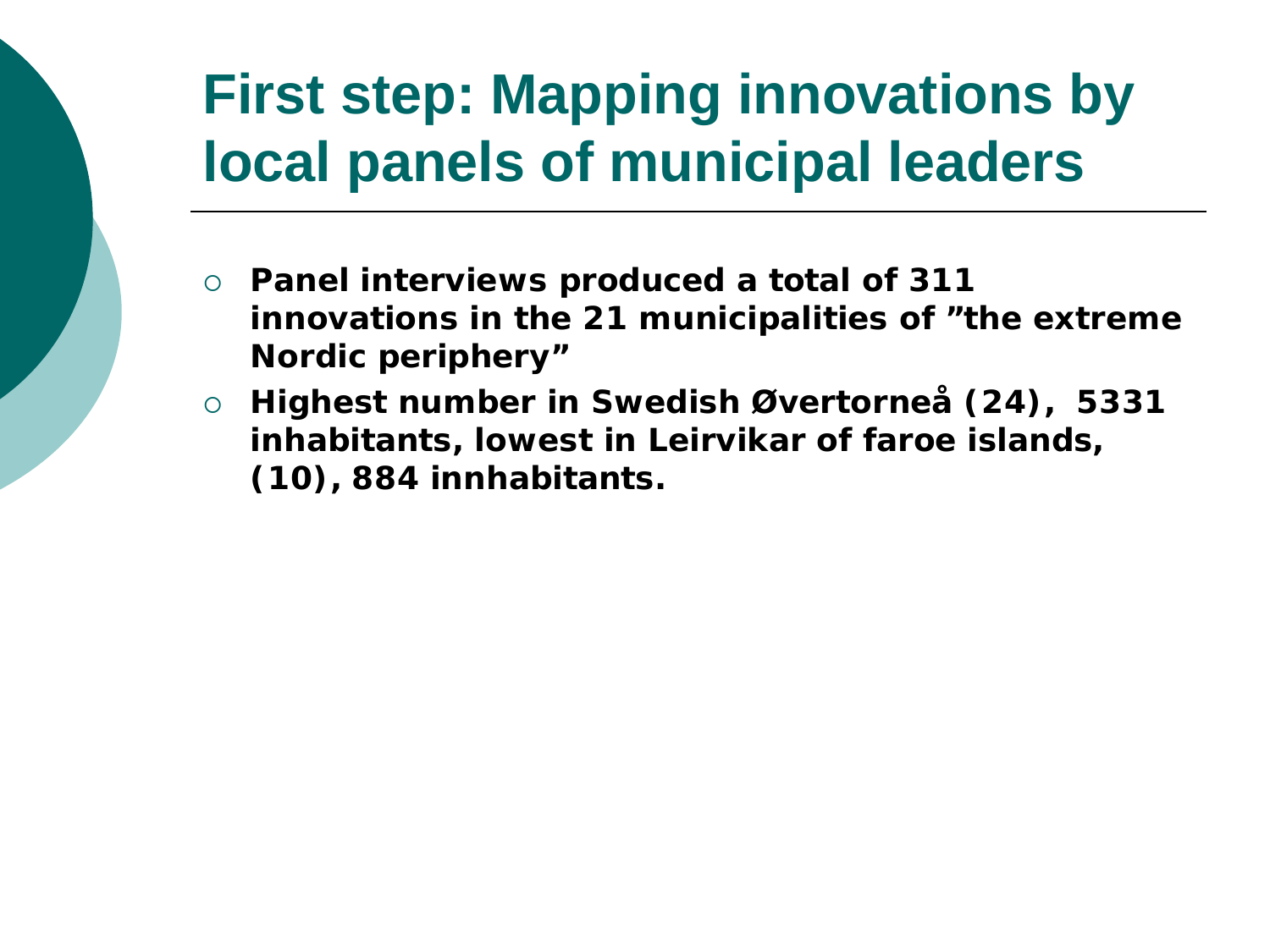# First step: Mapping innovations by local panels of municipal leaders

- **Panel interviews produced a total of 311 innovations in the 21 municipalities of ”the extreme Nordic periphery”**
- **Highest number in Swedish Øvertorneå (24), 5331 inhabitants, lowest in Leirvikar of faroe islands, (10), 884 innhabitants.**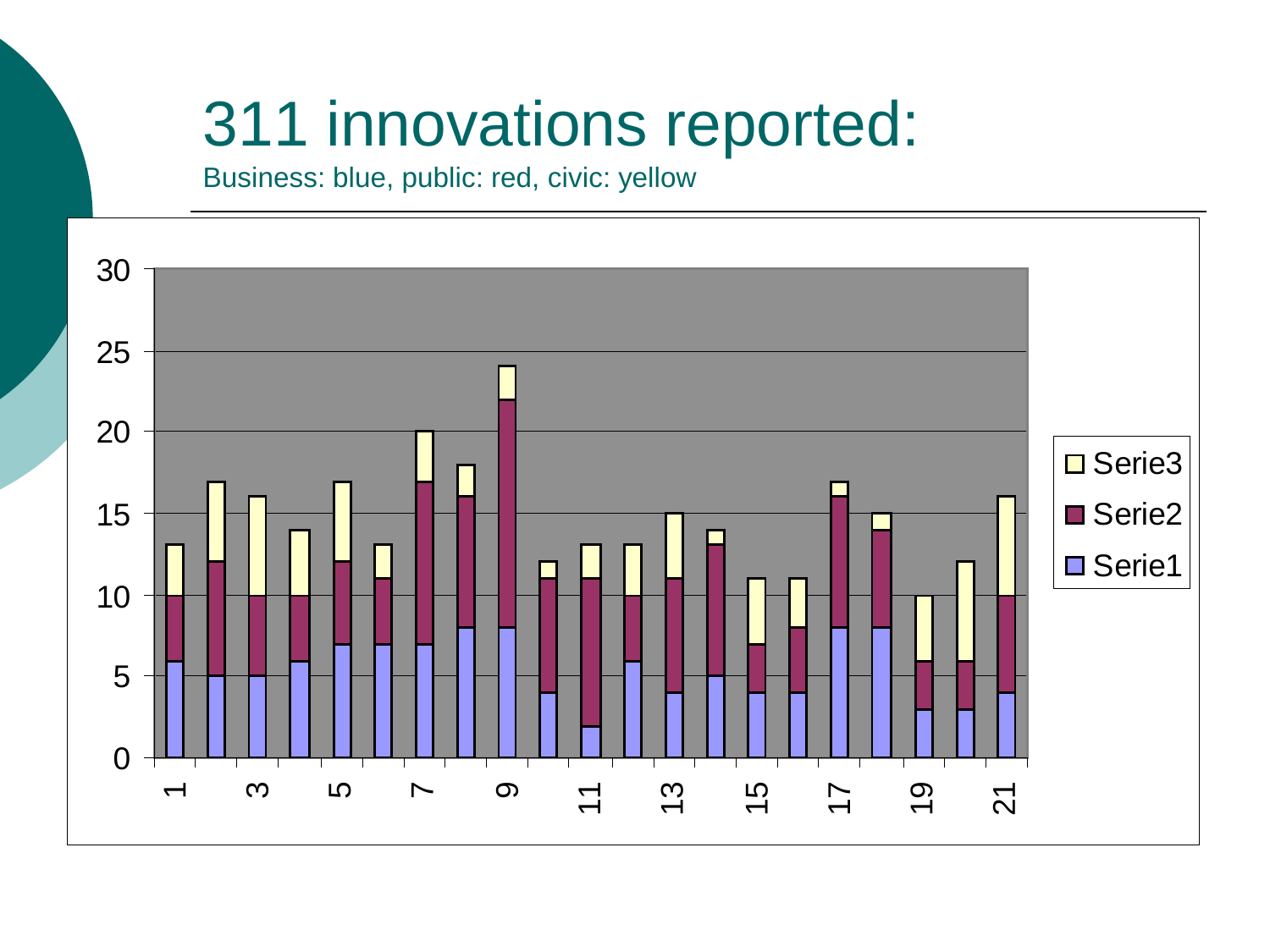# 311 innovations reported:

Business: blue, public: red, civic: yellow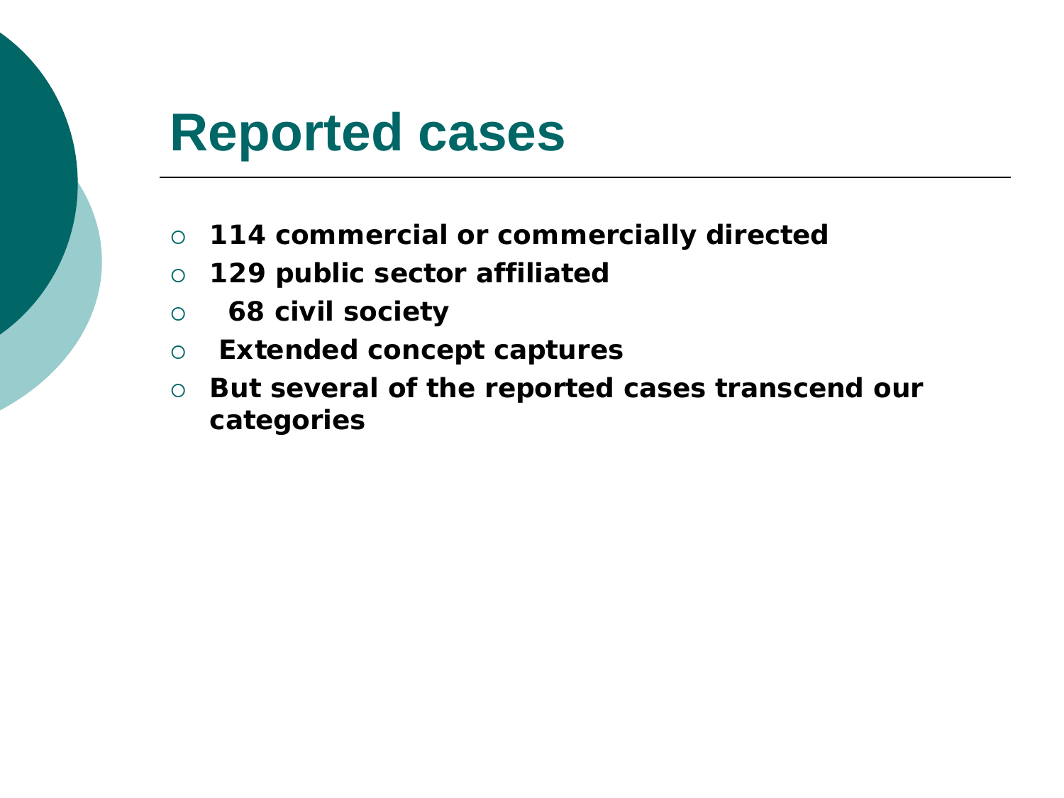# Reported cases

- **114 commercial or commercially directed**
- **129 public sector affiliated**
- **68 civil society**
- **Extended concept captures**
- **But several of the reported cases transcend our categories**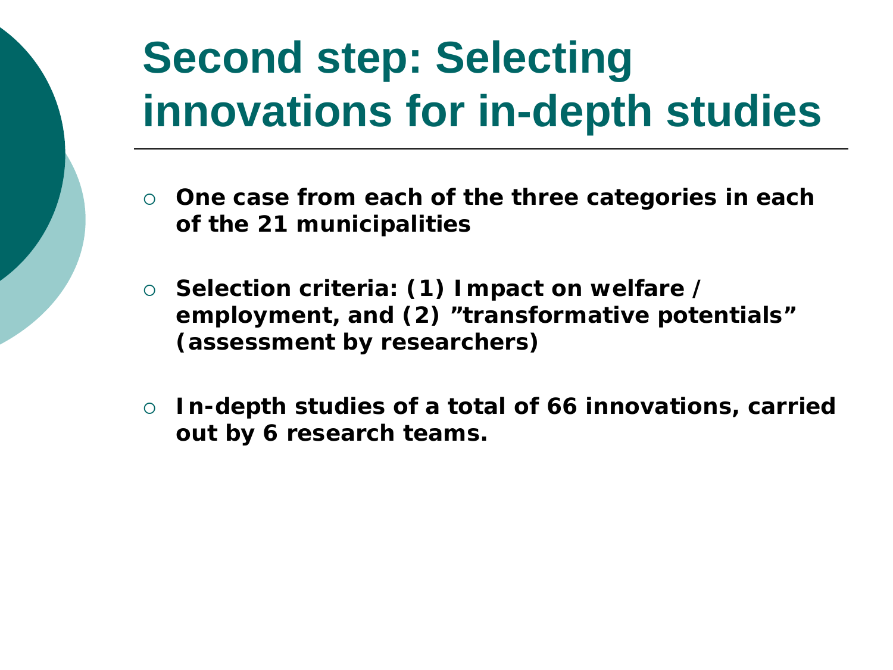# Second step: Selecting innovations for in-depth studies

- **One case from each of the three categories in each of the 21 municipalities**
- **Selection criteria: (1) Impact on welfare / employment, and (2) ”transformative potentials” (assessment by researchers)**
- **In-depth studies of a total of 66 innovations, carried out by 6 research teams.**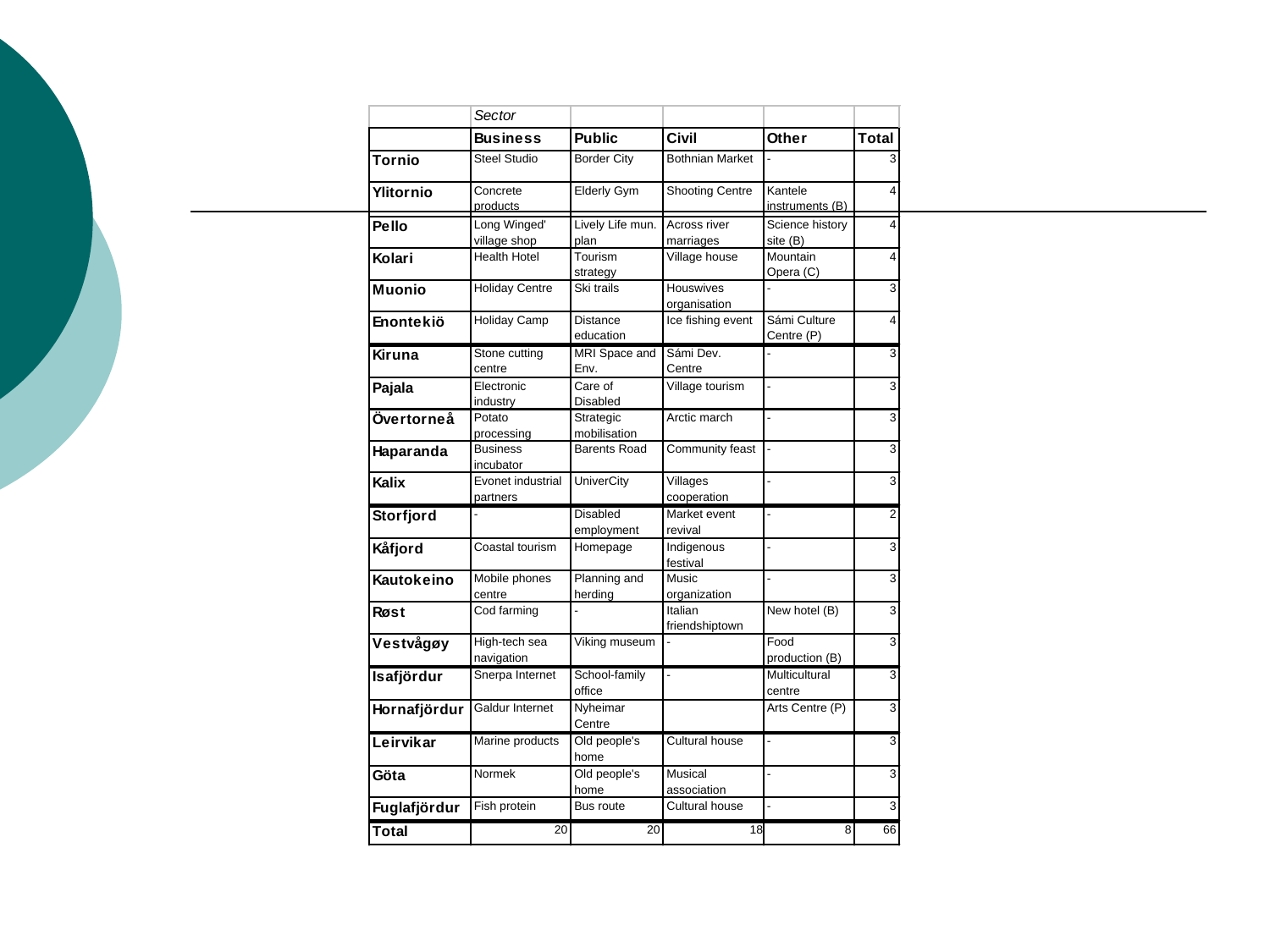| | *Sector* | | | | |
|---|---|---|---|---|---|
| | **Business** | **Public** | **Civil** | **Other** | **Total** |
| **Tornio** | Steel Studio | Border City | Bothnian Market | - | 3 |
| **Ylitornio** | Concrete products | Elderly Gym | Shooting Centre | Kantele instruments (B) | 4 |
| **Pello** | Long Winged' village shop | Lively Life mun. plan | Across river marriages | Science history site (B) | 4 |
| **Kolari** | Health Hotel | Tourism strategy | Village house | Mountain Opera (C) | 4 |
| **Muonio** | Holiday Centre | Ski trails | Houswives organisation | - | 3 |
| **Enontekiö** | Holiday Camp | Distance education | Ice fishing event | Sámi Culture Centre (P) | 4 |
| **Kiruna** | Stone cutting centre | MRI Space and Env. | Sámi Dev. Centre | - | 3 |
| **Pajala** | Electronic industry | Care of Disabled | Village tourism | - | 3 |
| **Övertorneå** | Potato processing | Strategic mobilisation | Arctic march | - | 3 |
| **Haparanda** | Business incubator | Barents Road | Community feast | - | 3 |
| **Kalix** | Evonet industrial partners | UniverCity | Villages cooperation | - | 3 |
| **Storfjord** | - | Disabled employment | Market event revival | - | 2 |
| **Kåfjord** | Coastal tourism | Homepage | Indigenous festival | - | 3 |
| **Kautokeino** | Mobile phones centre | Planning and herding | Music organization | - | 3 |
| **Røst** | Cod farming | - | Italian friendshiptown | New hotel (B) | 3 |
| **Vestvågøy** | High-tech sea navigation | Viking museum | - | Food production (B) | 3 |
| **Isafjördur** | Snerpa Internet | School-family office | - | Multicultural centre | 3 |
| **Hornafjördur** | Galdur Internet | Nyheimar Centre | | Arts Centre (P) | 3 |
| **Leirvikar** | Marine products | Old people's home | Cultural house | - | 3 |
| **Göta** | Normek | Old people's home | Musical association | - | 3 |
| **Fuglafjördur** | Fish protein | Bus route | Cultural house | - | 3 |
| **Total** | 20 | 20 | 18 | 8 | 66 |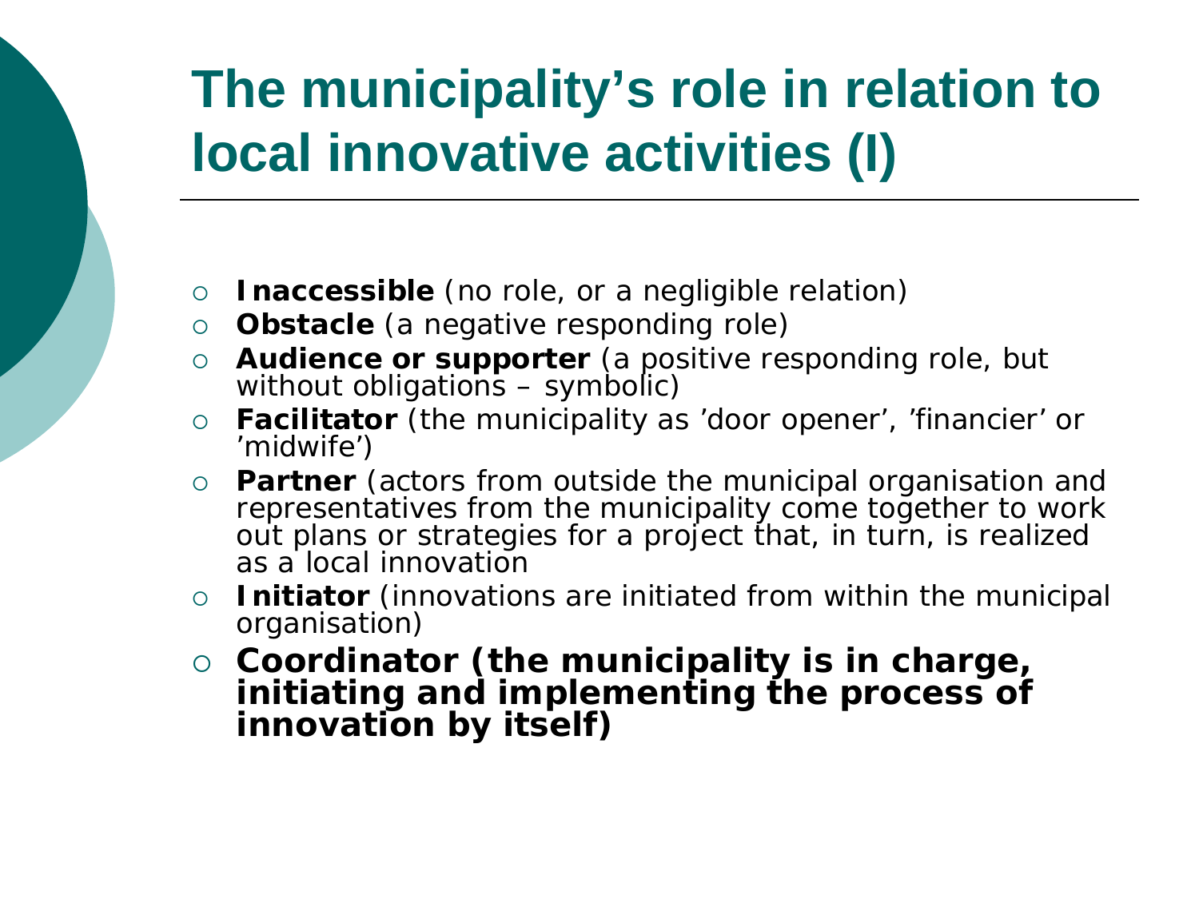# The municipality's role in relation to local innovative activities (I)

- **Inaccessible** (no role, or a negligible relation)
- **Obstacle** (a negative responding role)
- **Audience or supporter** (a positive responding role, but without obligations – symbolic)
- **Facilitator** (the municipality as 'door opener', 'financier' or 'midwife')
- **Partner** (actors from outside the municipal organisation and representatives from the municipality come together to work out plans or strategies for a project that, in turn, is realized as a local innovation
- **Initiator** (innovations are initiated from within the municipal organisation)
- **Coordinator (the municipality is in charge, initiating and implementing the process of innovation by itself)**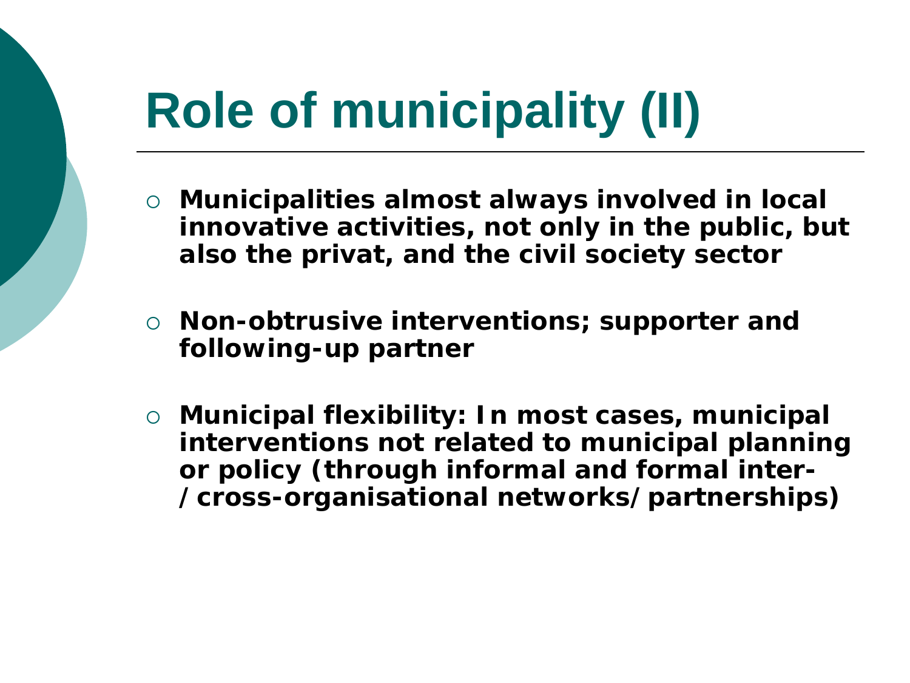# Role of municipality (II)

- **Municipalities almost always involved in local innovative activities, not only in the public, but also the privat, and the civil society sector**
- **Non-obtrusive interventions; supporter and following-up partner**
- **Municipal flexibility: In most cases, municipal interventions not related to municipal planning or policy (through informal and formal inter-/cross-organisational networks/partnerships)**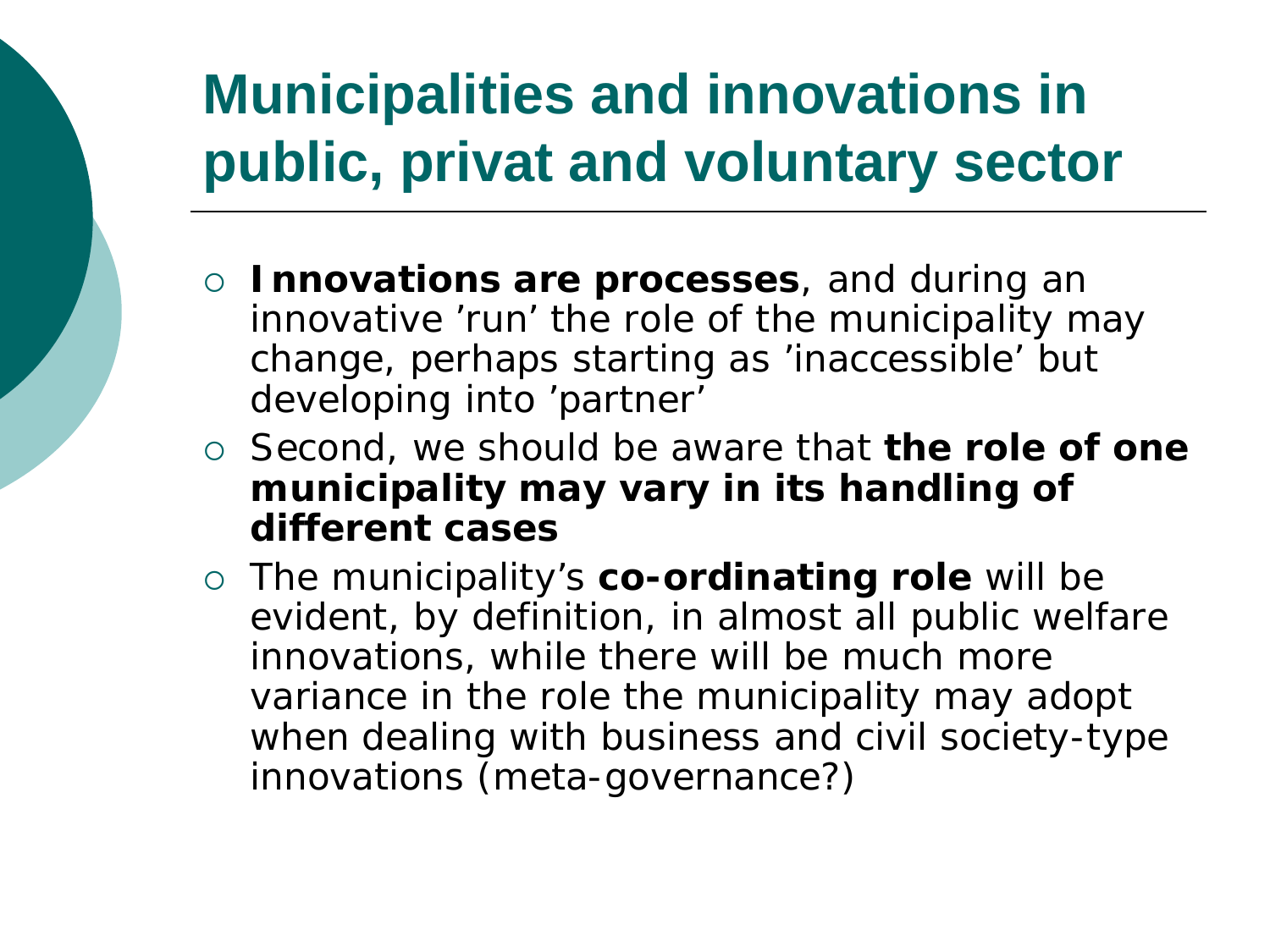# Municipalities and innovations in public, privat and voluntary sector

- **Innovations are processes**, and during an innovative 'run' the role of the municipality may change, perhaps starting as 'inaccessible' but developing into 'partner'
- Second, we should be aware that **the role of one municipality may vary in its handling of different cases**
- The municipality's **co-ordinating role** will be evident, by definition, in almost all public welfare innovations, while there will be much more variance in the role the municipality may adopt when dealing with business and civil society-type innovations (meta-governance?)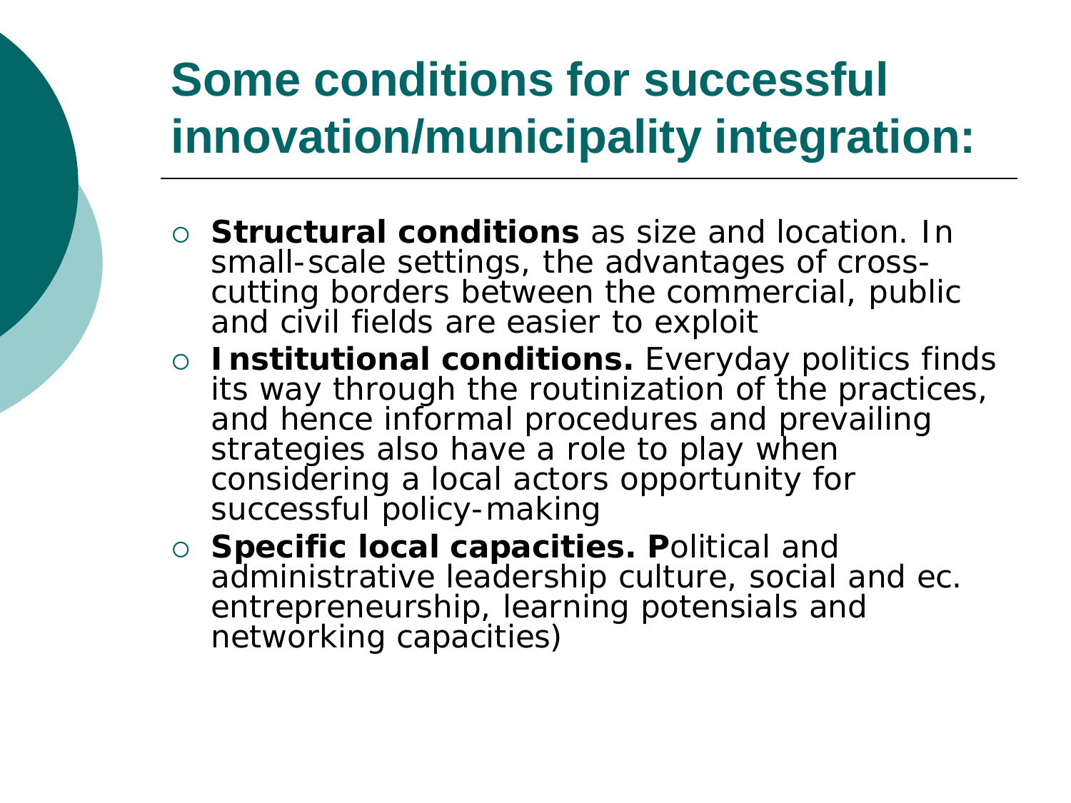# Some conditions for successful innovation/municipality integration:

- **Structural conditions** as size and location. In small-scale settings, the advantages of cross-cutting borders between the commercial, public and civil fields are easier to exploit
- **Institutional conditions.** Everyday politics finds its way through the routinization of the practices, and hence informal procedures and prevailing strategies also have a role to play when considering a local actors opportunity for successful policy-making
- **Specific local capacities. P**olitical and administrative leadership culture, social and ec. entrepreneurship, learning potensials and networking capacities)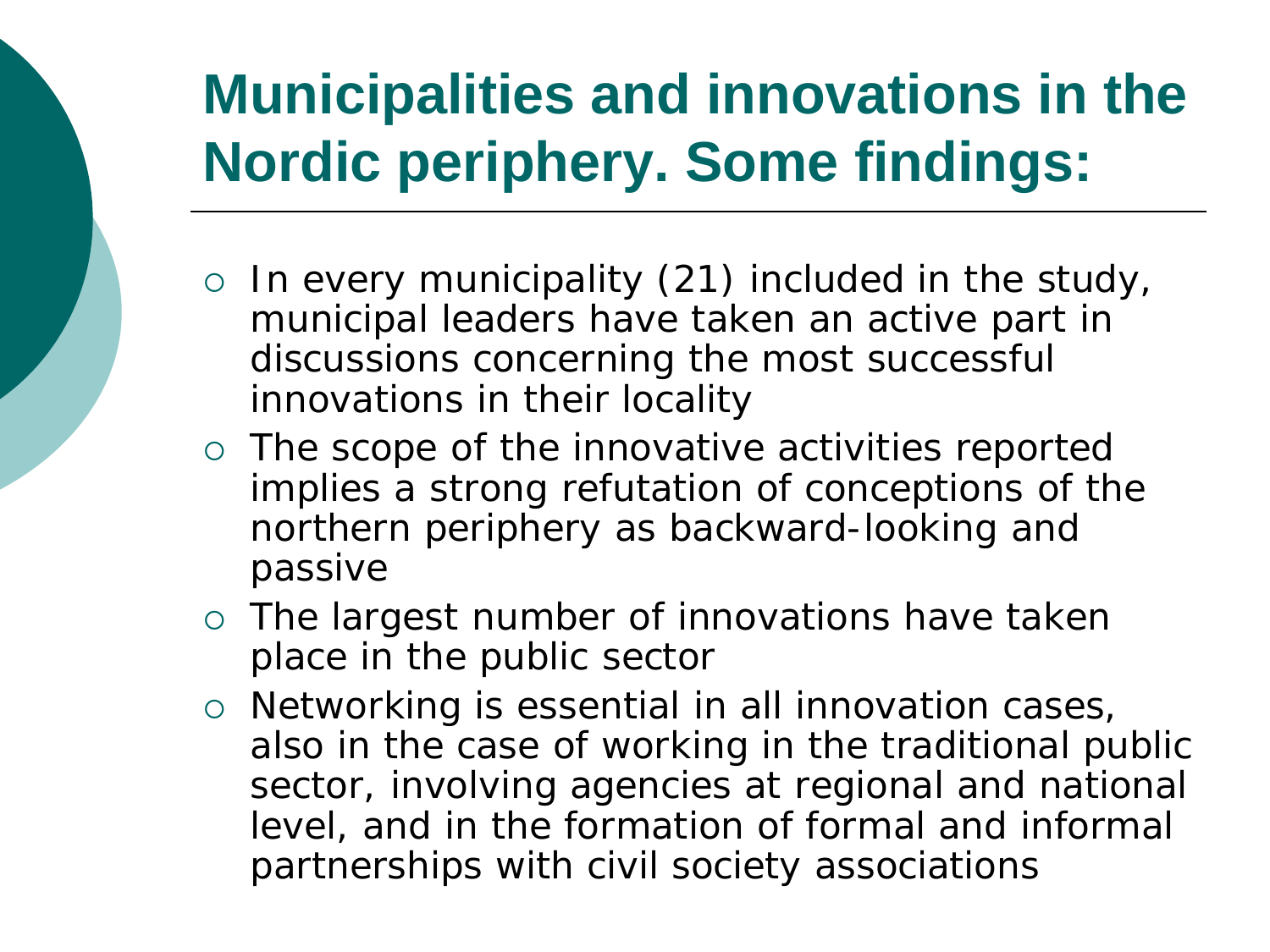# Municipalities and innovations in the Nordic periphery. Some findings:

- In every municipality (21) included in the study, municipal leaders have taken an active part in discussions concerning the most successful innovations in their locality
- The scope of the innovative activities reported implies a strong refutation of conceptions of the northern periphery as backward-looking and passive
- The largest number of innovations have taken place in the public sector
- Networking is essential in all innovation cases, also in the case of working in the traditional public sector, involving agencies at regional and national level, and in the formation of formal and informal partnerships with civil society associations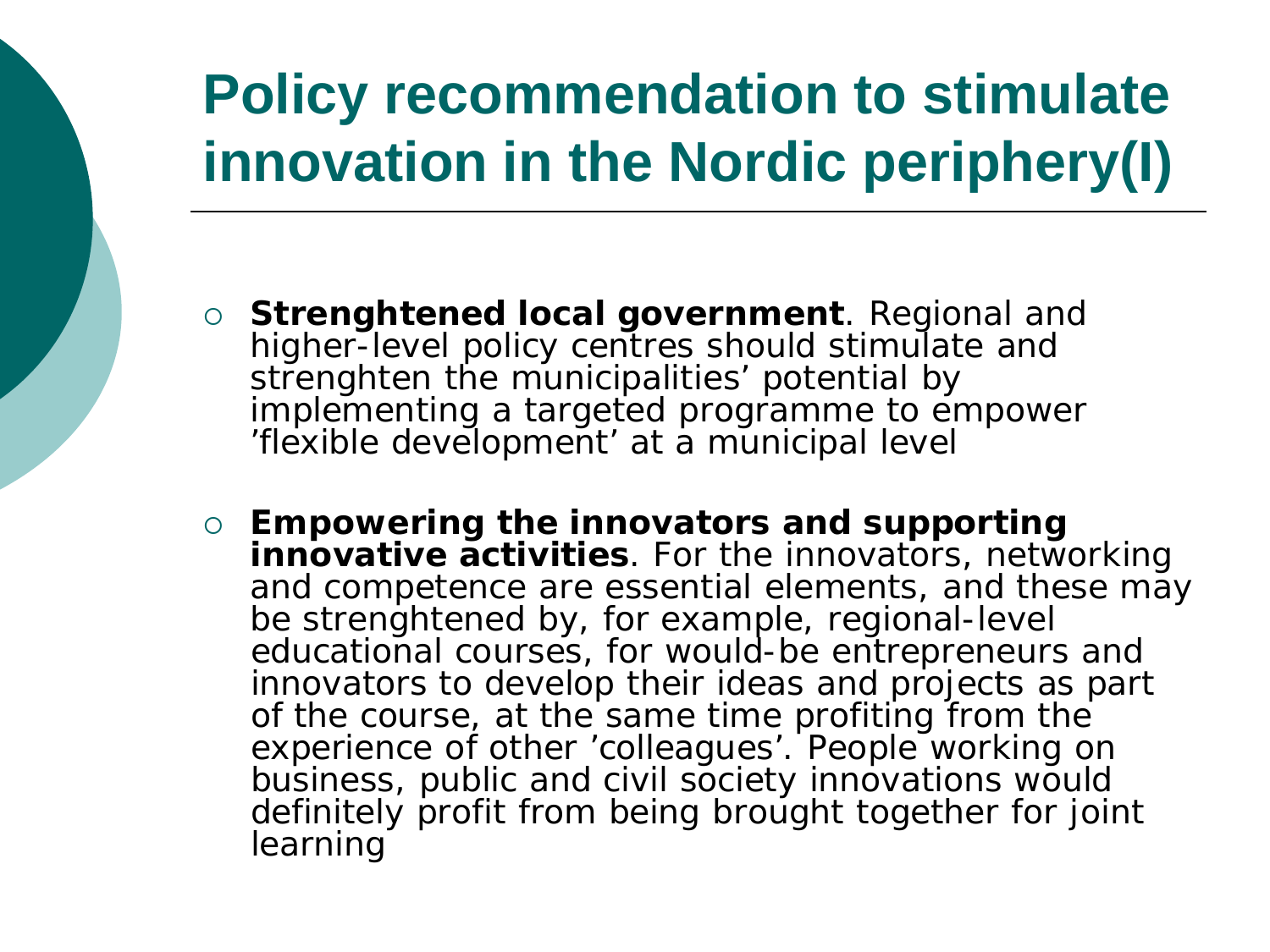# Policy recommendation to stimulate innovation in the Nordic periphery(I)

- **Strenghtened local government**. Regional and higher-level policy centres should stimulate and strenghten the municipalities' potential by implementing a targeted programme to empower 'flexible development' at a municipal level
- **Empowering the innovators and supporting innovative activities**. For the innovators, networking and competence are essential elements, and these may be strenghtened by, for example, regional-level educational courses, for would-be entrepreneurs and innovators to develop their ideas and projects as part of the course, at the same time profiting from the experience of other 'colleagues'. People working on business, public and civil society innovations would definitely profit from being brought together for joint learning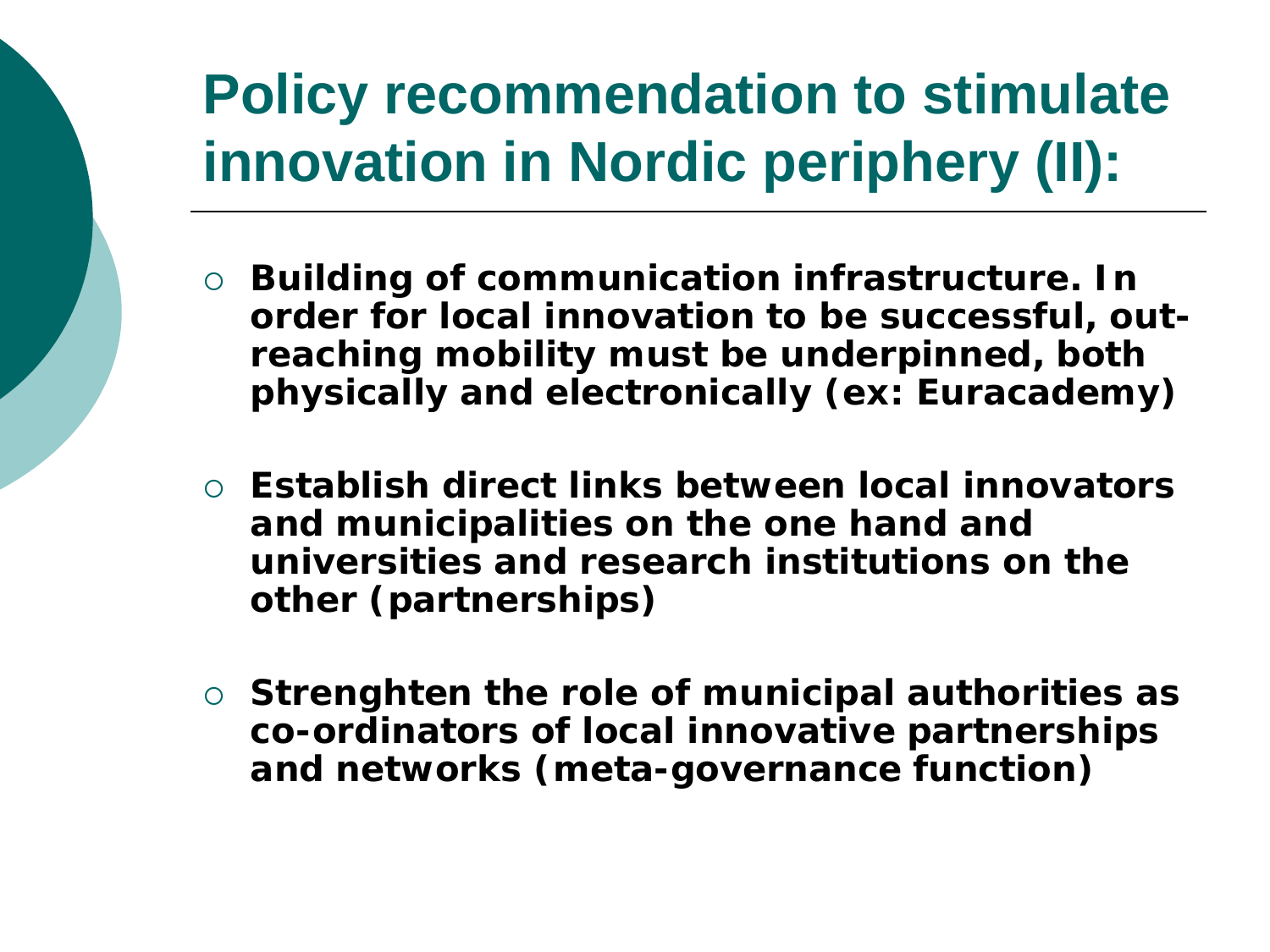# Policy recommendation to stimulate innovation in Nordic periphery (II):

- **Building of communication infrastructure. In order for local innovation to be successful, out-reaching mobility must be underpinned, both physically and electronically (ex: Euracademy)**
- **Establish direct links between local innovators and municipalities on the one hand and universities and research institutions on the other (partnerships)**
- **Strenghten the role of municipal authorities as co-ordinators of local innovative partnerships and networks (meta-governance function)**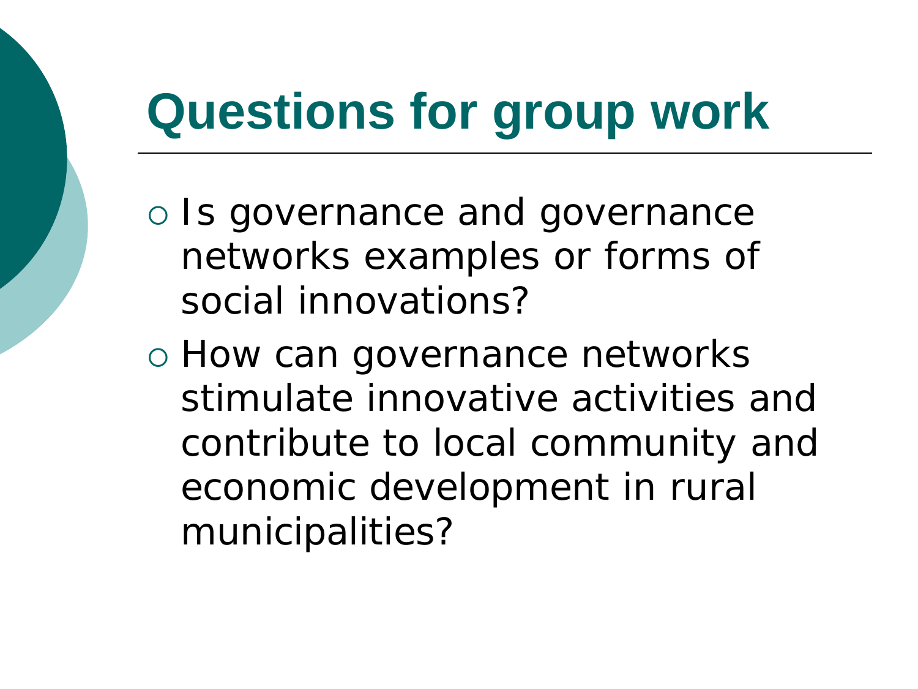# Questions for group work

- Is governance and governance networks examples or forms of social innovations?
- How can governance networks stimulate innovative activities and contribute to local community and economic development in rural municipalities?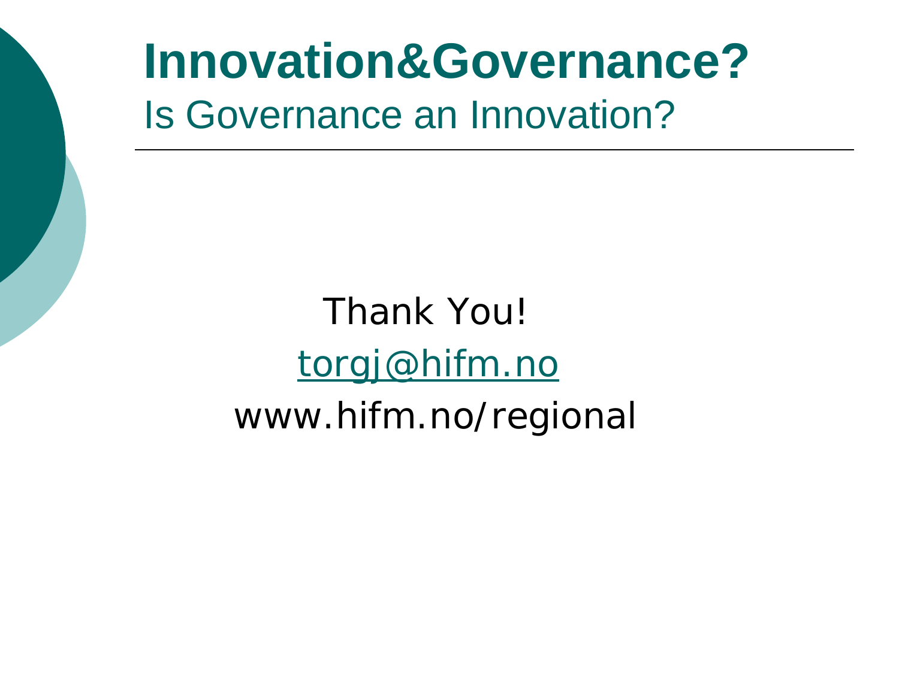# Innovation&Governance?

## Is Governance an Innovation?

Thank You!

torgj@hifm.no

www.hifm.no/regional